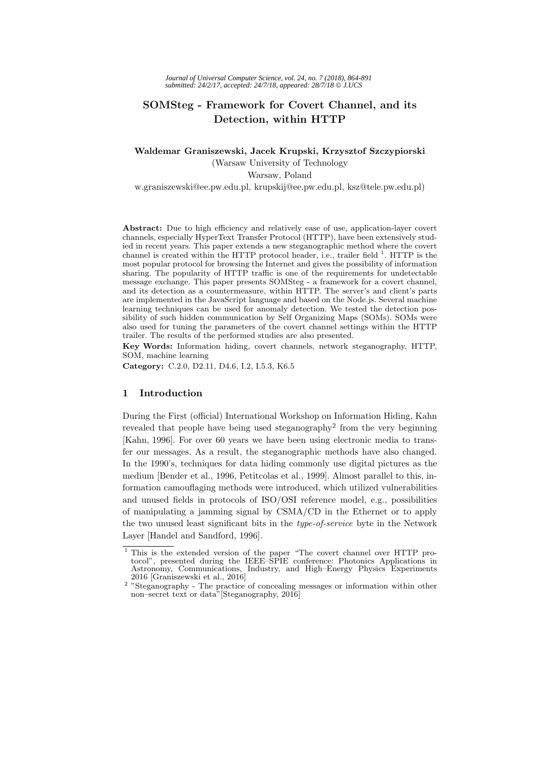# SOMSteg - Framework for Covert Channel, and its Detection, within HTTP

**Waldemar Graniszewski, Jacek Krupski, Krzysztof Szczypiorski**

(Warsaw University of Technology

Warsaw, Poland

w.graniszewski@ee.pw.edu.pl, krupskij@ee.pw.edu.pl, ksz@tele.pw.edu.pl)

**Abstract:** Due to high efficiency and relatively ease of use, application-layer covert channels, especially HyperText Transfer Protocol (HTTP), have been extensively studied in recent years. This paper extends a new steganographic method where the covert channel is created within the HTTP protocol header, i.e., trailer field [1]. HTTP is the most popular protocol for browsing the Internet and gives the possibility of information sharing. The popularity of HTTP traffic is one of the requirements for undetectable message exchange. This paper presents SOMSteg - a framework for a covert channel, and its detection as a countermeasure, within HTTP. The server's and client's parts are implemented in the JavaScript language and based on the Node.js. Several machine learning techniques can be used for anomaly detection. We tested the detection possibility of such hidden communication by Self Organizing Maps (SOMs). SOMs were also used for tuning the parameters of the covert channel settings within the HTTP trailer. The results of the performed studies are also presented.

**Key Words:** Information hiding, covert channels, network steganography, HTTP, SOM, machine learning

**Category:** C.2.0, D2.11, D4.6, I.2, I.5.3, K6.5

## 1 Introduction

During the First (official) International Workshop on Information Hiding, Kahn revealed that people have being used steganography[2] from the very beginning [Kahn, 1996]. For over 60 years we have been using electronic media to transfer our messages. As a result, the steganographic methods have also changed. In the 1990's, techniques for data hiding commonly use digital pictures as the medium [Bender et al., 1996, Petitcolas et al., 1999]. Almost parallel to this, information camouflaging methods were introduced, which utilized vulnerabilities and unused fields in protocols of ISO/OSI reference model, e.g., possibilities of manipulating a jamming signal by CSMA/CD in the Ethernet or to apply the two unused least significant bits in the *type-of-service* byte in the Network Layer [Handel and Sandford, 1996].

---

[1] This is the extended version of the paper "The covert channel over HTTP protocol", presented during the IEEE–SPIE conference: Photonics Applications in Astronomy, Communications, Industry, and High–Energy Physics Experiments 2016 [Graniszewski et al., 2016]

[2] "Steganography - The practice of concealing messages or information within other non–secret text or data"[Steganography, 2016]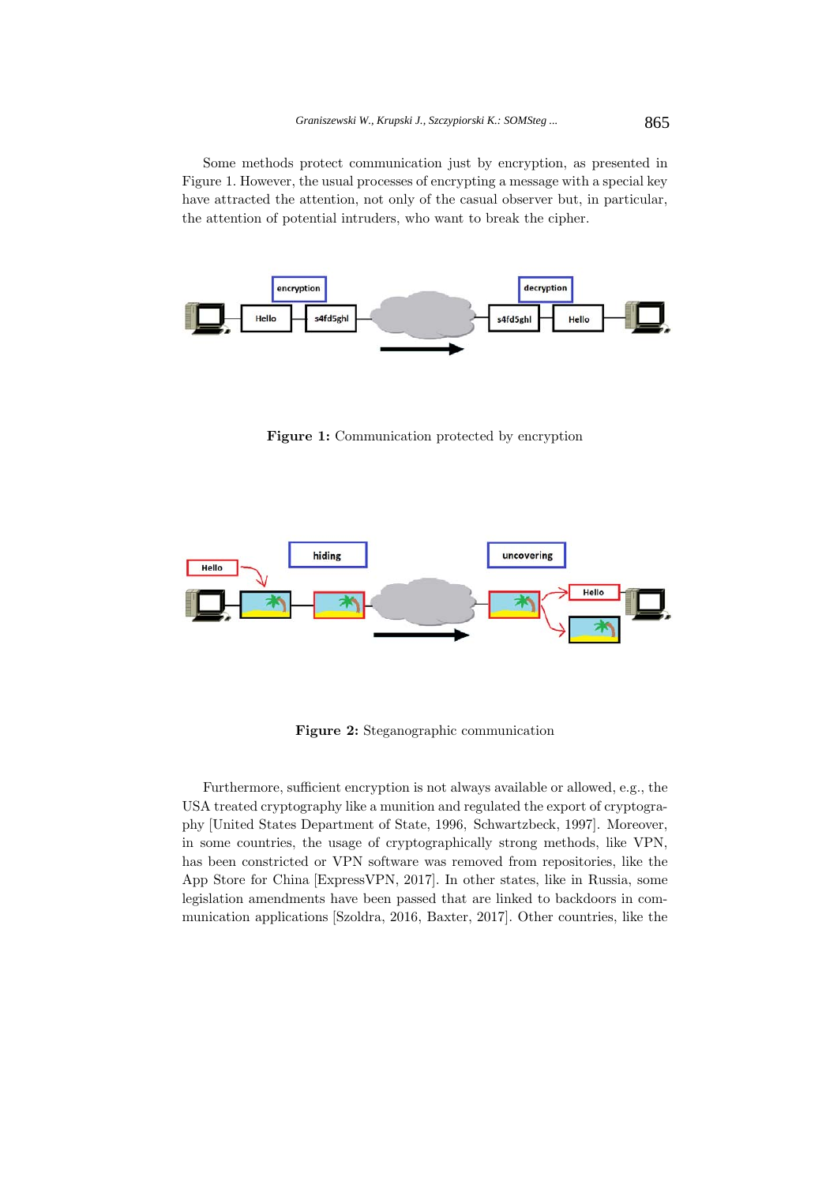Some methods protect communication just by encryption, as presented in Figure 1. However, the usual processes of encrypting a message with a special key have attracted the attention, not only of the casual observer but, in particular, the attention of potential intruders, who want to break the cipher.

**Figure 1:** Communication protected by encryption

**Figure 2:** Steganographic communication

Furthermore, sufficient encryption is not always available or allowed, e.g., the USA treated cryptography like a munition and regulated the export of cryptography [United States Department of State, 1996, Schwartzbeck, 1997]. Moreover, in some countries, the usage of cryptographically strong methods, like VPN, has been constricted or VPN software was removed from repositories, like the App Store for China [ExpressVPN, 2017]. In other states, like in Russia, some legislation amendments have been passed that are linked to backdoors in communication applications [Szoldra, 2016, Baxter, 2017]. Other countries, like the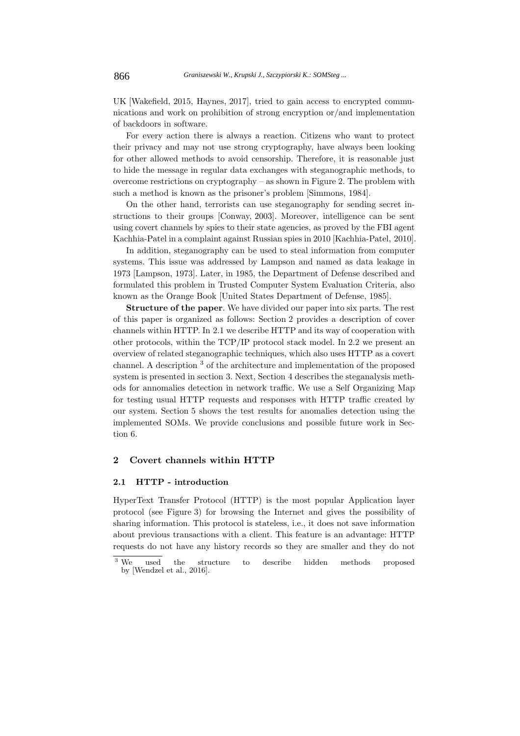UK [Wakefield, 2015, Haynes, 2017], tried to gain access to encrypted communications and work on prohibition of strong encryption or/and implementation of backdoors in software.

For every action there is always a reaction. Citizens who want to protect their privacy and may not use strong cryptography, have always been looking for other allowed methods to avoid censorship. Therefore, it is reasonable just to hide the message in regular data exchanges with steganographic methods, to overcome restrictions on cryptography – as shown in Figure 2. The problem with such a method is known as the prisoner's problem [Simmons, 1984].

On the other hand, terrorists can use steganography for sending secret instructions to their groups [Conway, 2003]. Moreover, intelligence can be sent using covert channels by spies to their state agencies, as proved by the FBI agent Kachhia-Patel in a complaint against Russian spies in 2010 [Kachhia-Patel, 2010].

In addition, steganography can be used to steal information from computer systems. This issue was addressed by Lampson and named as data leakage in 1973 [Lampson, 1973]. Later, in 1985, the Department of Defense described and formulated this problem in Trusted Computer System Evaluation Criteria, also known as the Orange Book [United States Department of Defense, 1985].

**Structure of the paper**. We have divided our paper into six parts. The rest of this paper is organized as follows: Section 2 provides a description of cover channels within HTTP. In 2.1 we describe HTTP and its way of cooperation with other protocols, within the TCP/IP protocol stack model. In 2.2 we present an overview of related steganographic techniques, which also uses HTTP as a covert channel. A description [3] of the architecture and implementation of the proposed system is presented in section 3. Next, Section 4 describes the steganalysis methods for annomalies detection in network traffic. We use a Self Organizing Map for testing usual HTTP requests and responses with HTTP traffic created by our system. Section 5 shows the test results for anomalies detection using the implemented SOMs. We provide conclusions and possible future work in Section 6.

## 2 Covert channels within HTTP

### 2.1 HTTP - introduction

HyperText Transfer Protocol (HTTP) is the most popular Application layer protocol (see Figure 3) for browsing the Internet and gives the possibility of sharing information. This protocol is stateless, i.e., it does not save information about previous transactions with a client. This feature is an advantage: HTTP requests do not have any history records so they are smaller and they do not

[3] We used the structure to describe hidden methods proposed by [Wendzel et al., 2016].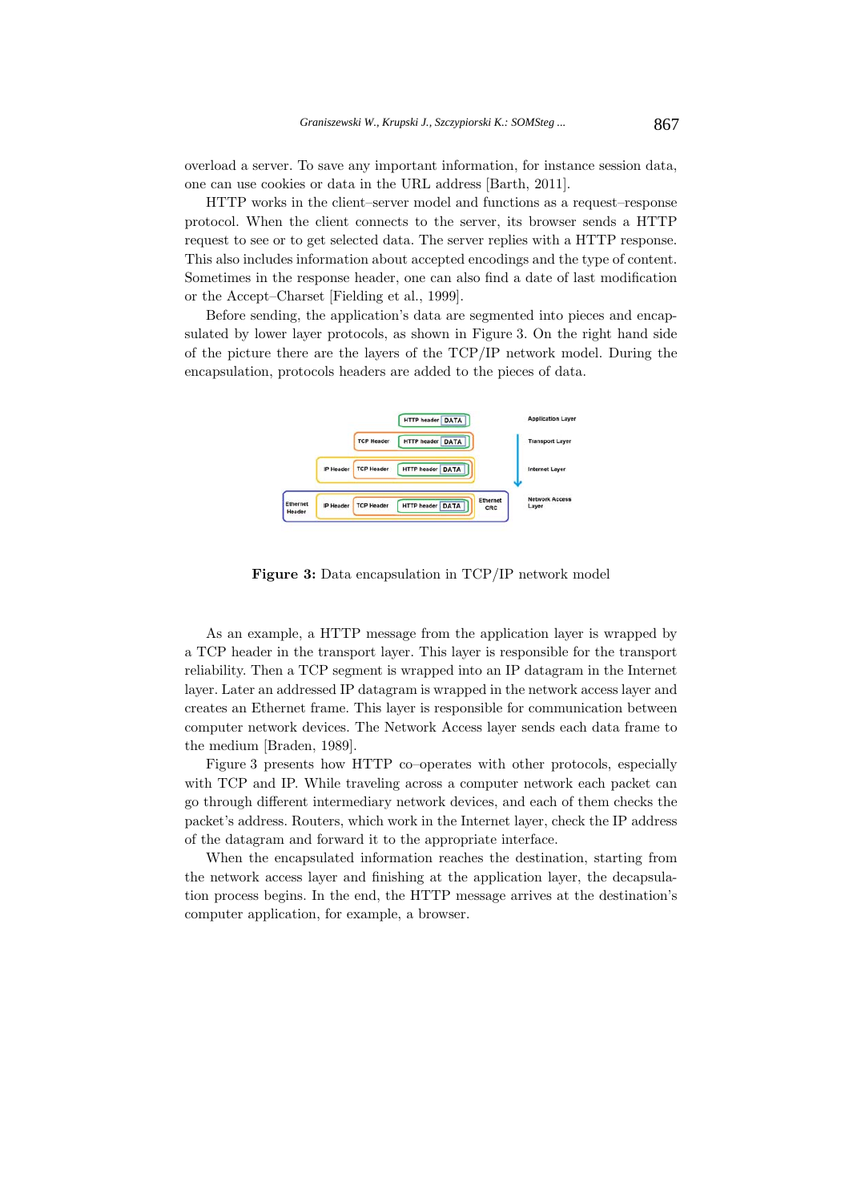overload a server. To save any important information, for instance session data, one can use cookies or data in the URL address [Barth, 2011].

HTTP works in the client–server model and functions as a request–response protocol. When the client connects to the server, its browser sends a HTTP request to see or to get selected data. The server replies with a HTTP response. This also includes information about accepted encodings and the type of content. Sometimes in the response header, one can also find a date of last modification or the Accept–Charset [Fielding et al., 1999].

Before sending, the application's data are segmented into pieces and encapsulated by lower layer protocols, as shown in Figure 3. On the right hand side of the picture there are the layers of the TCP/IP network model. During the encapsulation, protocols headers are added to the pieces of data.

**Figure 3:** Data encapsulation in TCP/IP network model

As an example, a HTTP message from the application layer is wrapped by a TCP header in the transport layer. This layer is responsible for the transport reliability. Then a TCP segment is wrapped into an IP datagram in the Internet layer. Later an addressed IP datagram is wrapped in the network access layer and creates an Ethernet frame. This layer is responsible for communication between computer network devices. The Network Access layer sends each data frame to the medium [Braden, 1989].

Figure 3 presents how HTTP co–operates with other protocols, especially with TCP and IP. While traveling across a computer network each packet can go through different intermediary network devices, and each of them checks the packet's address. Routers, which work in the Internet layer, check the IP address of the datagram and forward it to the appropriate interface.

When the encapsulated information reaches the destination, starting from the network access layer and finishing at the application layer, the decapsulation process begins. In the end, the HTTP message arrives at the destination's computer application, for example, a browser.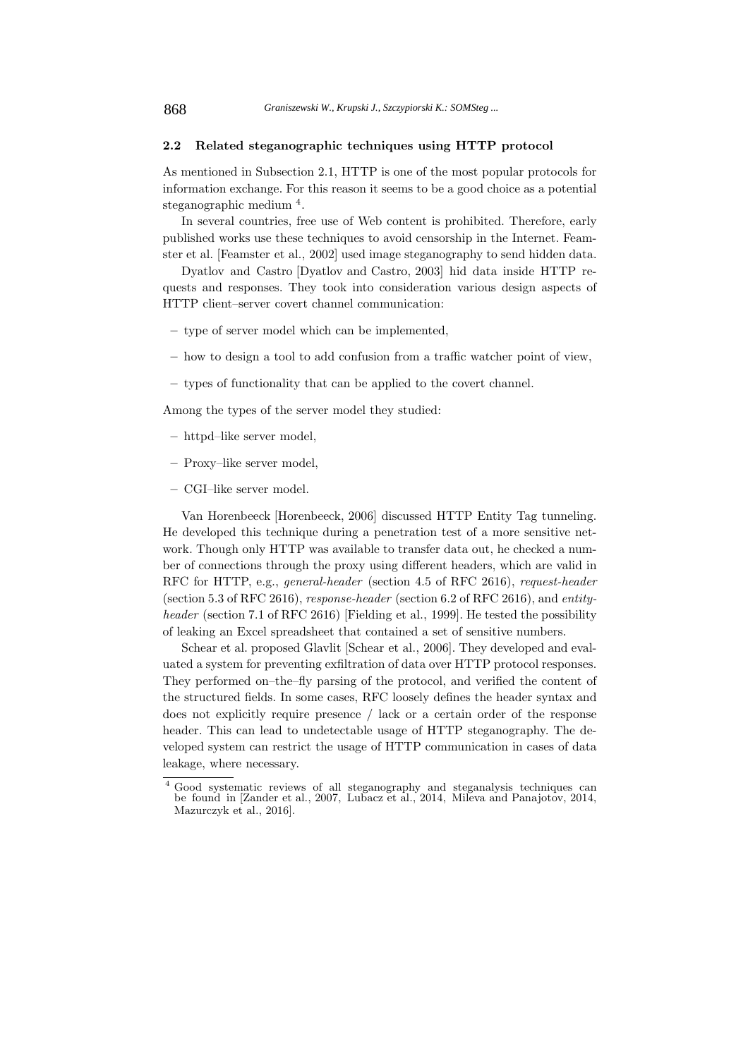### 2.2 Related steganographic techniques using HTTP protocol

As mentioned in Subsection 2.1, HTTP is one of the most popular protocols for information exchange. For this reason it seems to be a good choice as a potential steganographic medium [4].

In several countries, free use of Web content is prohibited. Therefore, early published works use these techniques to avoid censorship in the Internet. Feamster et al. [Feamster et al., 2002] used image steganography to send hidden data.

Dyatlov and Castro [Dyatlov and Castro, 2003] hid data inside HTTP requests and responses. They took into consideration various design aspects of HTTP client–server covert channel communication:

- type of server model which can be implemented,
- how to design a tool to add confusion from a traffic watcher point of view,
- types of functionality that can be applied to the covert channel.

Among the types of the server model they studied:

- httpd–like server model,
- Proxy–like server model,
- CGI–like server model.

Van Horenbeeck [Horenbeeck, 2006] discussed HTTP Entity Tag tunneling. He developed this technique during a penetration test of a more sensitive network. Though only HTTP was available to transfer data out, he checked a number of connections through the proxy using different headers, which are valid in RFC for HTTP, e.g., *general-header* (section 4.5 of RFC 2616), *request-header* (section 5.3 of RFC 2616), *response-header* (section 6.2 of RFC 2616), and *entity-header* (section 7.1 of RFC 2616) [Fielding et al., 1999]. He tested the possibility of leaking an Excel spreadsheet that contained a set of sensitive numbers.

Schear et al. proposed Glavlit [Schear et al., 2006]. They developed and evaluated a system for preventing exfiltration of data over HTTP protocol responses. They performed on–the–fly parsing of the protocol, and verified the content of the structured fields. In some cases, RFC loosely defines the header syntax and does not explicitly require presence / lack or a certain order of the response header. This can lead to undetectable usage of HTTP steganography. The developed system can restrict the usage of HTTP communication in cases of data leakage, where necessary.

[4] Good systematic reviews of all steganography and steganalysis techniques can be found in [Zander et al., 2007, Lubacz et al., 2014, Mileva and Panajotov, 2014, Mazurczyk et al., 2016].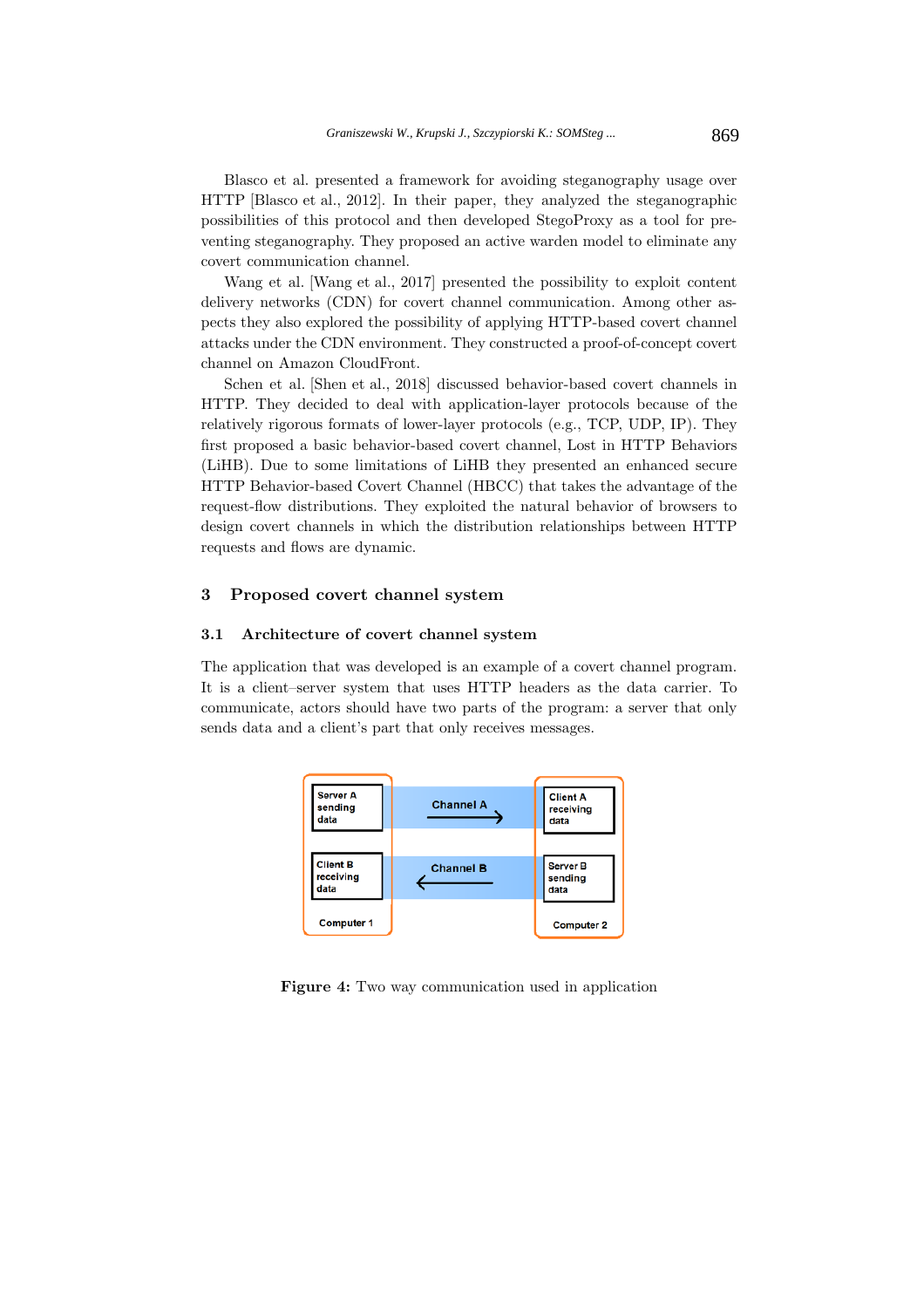Blasco et al. presented a framework for avoiding steganography usage over HTTP [Blasco et al., 2012]. In their paper, they analyzed the steganographic possibilities of this protocol and then developed StegoProxy as a tool for preventing steganography. They proposed an active warden model to eliminate any covert communication channel.

Wang et al. [Wang et al., 2017] presented the possibility to exploit content delivery networks (CDN) for covert channel communication. Among other aspects they also explored the possibility of applying HTTP-based covert channel attacks under the CDN environment. They constructed a proof-of-concept covert channel on Amazon CloudFront.

Schen et al. [Shen et al., 2018] discussed behavior-based covert channels in HTTP. They decided to deal with application-layer protocols because of the relatively rigorous formats of lower-layer protocols (e.g., TCP, UDP, IP). They first proposed a basic behavior-based covert channel, Lost in HTTP Behaviors (LiHB). Due to some limitations of LiHB they presented an enhanced secure HTTP Behavior-based Covert Channel (HBCC) that takes the advantage of the request-flow distributions. They exploited the natural behavior of browsers to design covert channels in which the distribution relationships between HTTP requests and flows are dynamic.

## 3 Proposed covert channel system

### 3.1 Architecture of covert channel system

The application that was developed is an example of a covert channel program. It is a client–server system that uses HTTP headers as the data carrier. To communicate, actors should have two parts of the program: a server that only sends data and a client's part that only receives messages.

**Figure 4:** Two way communication used in application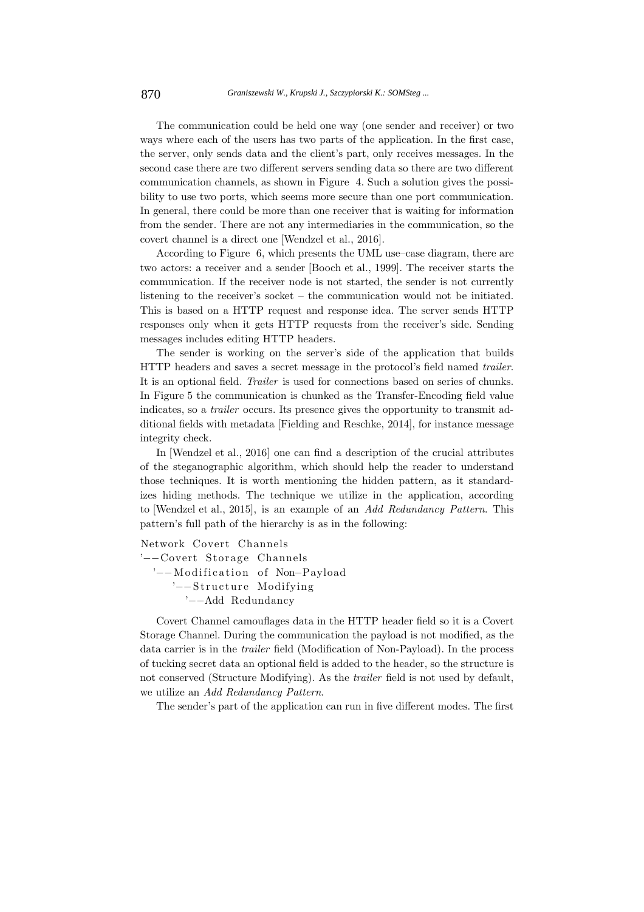The communication could be held one way (one sender and receiver) or two ways where each of the users has two parts of the application. In the first case, the server, only sends data and the client's part, only receives messages. In the second case there are two different servers sending data so there are two different communication channels, as shown in Figure 4. Such a solution gives the possibility to use two ports, which seems more secure than one port communication. In general, there could be more than one receiver that is waiting for information from the sender. There are not any intermediaries in the communication, so the covert channel is a direct one [Wendzel et al., 2016].

According to Figure 6, which presents the UML use–case diagram, there are two actors: a receiver and a sender [Booch et al., 1999]. The receiver starts the communication. If the receiver node is not started, the sender is not currently listening to the receiver's socket – the communication would not be initiated. This is based on a HTTP request and response idea. The server sends HTTP responses only when it gets HTTP requests from the receiver's side. Sending messages includes editing HTTP headers.

The sender is working on the server's side of the application that builds HTTP headers and saves a secret message in the protocol's field named *trailer*. It is an optional field. *Trailer* is used for connections based on series of chunks. In Figure 5 the communication is chunked as the Transfer-Encoding field value indicates, so a *trailer* occurs. Its presence gives the opportunity to transmit additional fields with metadata [Fielding and Reschke, 2014], for instance message integrity check.

In [Wendzel et al., 2016] one can find a description of the crucial attributes of the steganographic algorithm, which should help the reader to understand those techniques. It is worth mentioning the hidden pattern, as it standardizes hiding methods. The technique we utilize in the application, according to [Wendzel et al., 2015], is an example of an *Add Redundancy Pattern*. This pattern's full path of the hierarchy is as in the following:

```
Network Covert Channels
'−−Covert Storage Channels
  '−−Modification of Non−Payload
     '−−Structure Modifying
        '−−Add Redundancy
```

Covert Channel camouflages data in the HTTP header field so it is a Covert Storage Channel. During the communication the payload is not modified, as the data carrier is in the *trailer* field (Modification of Non-Payload). In the process of tucking secret data an optional field is added to the header, so the structure is not conserved (Structure Modifying). As the *trailer* field is not used by default, we utilize an *Add Redundancy Pattern*.

The sender's part of the application can run in five different modes. The first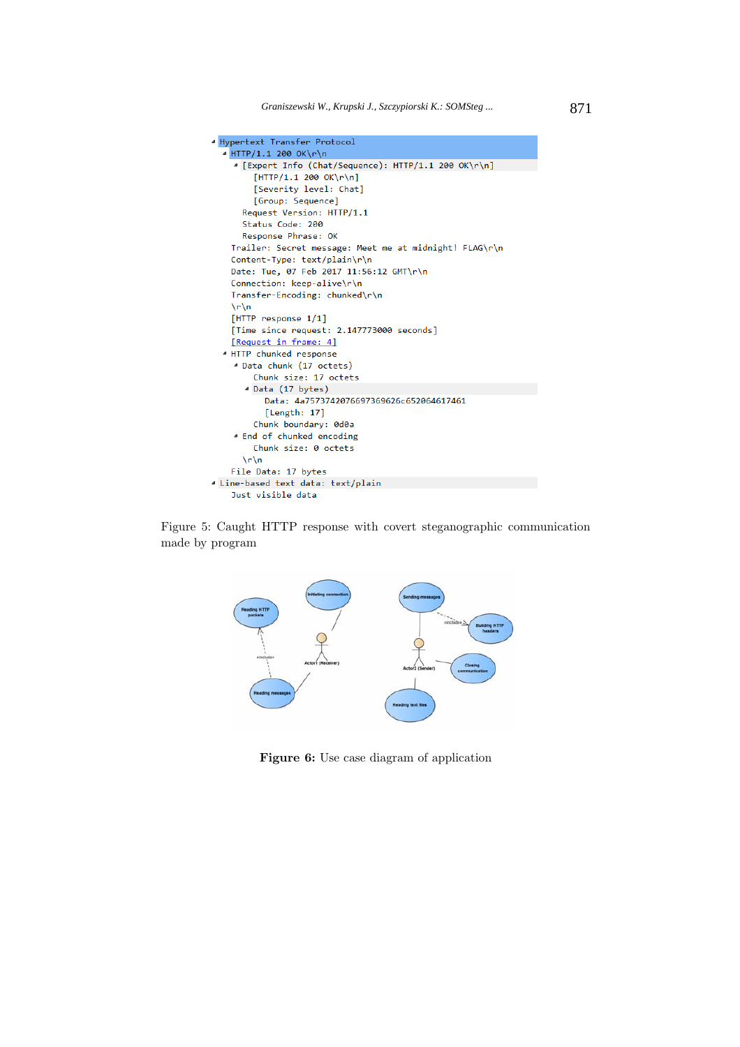```
Hypertext Transfer Protocol
  HTTP/1.1 200 OK\r\n
    [Expert Info (Chat/Sequence): HTTP/1.1 200 OK\r\n]
      [HTTP/1.1 200 OK\r\n]
      [Severity level: Chat]
      [Group: Sequence]
    Request Version: HTTP/1.1
    Status Code: 200
    Response Phrase: OK
  Trailer: Secret message: Meet me at midnight! FLAG\r\n
  Content-Type: text/plain\r\n
  Date: Tue, 07 Feb 2017 11:56:12 GMT\r\n
  Connection: keep-alive\r\n
  Transfer-Encoding: chunked\r\n
  \r\n
  [HTTP response 1/1]
  [Time since request: 2.147773000 seconds]
  [Request in frame: 4]
  HTTP chunked response
    Data chunk (17 octets)
      Chunk size: 17 octets
      Data (17 bytes)
        Data: 4a7573742076697369626c652064617461
        [Length: 17]
      Chunk boundary: 0d0a
    End of chunked encoding
      Chunk size: 0 octets
    \r\n
  File Data: 17 bytes
Line-based text data: text/plain
  Just visible data
```

Figure 5: Caught HTTP response with covert steganographic communication made by program

**Figure 6:** Use case diagram of application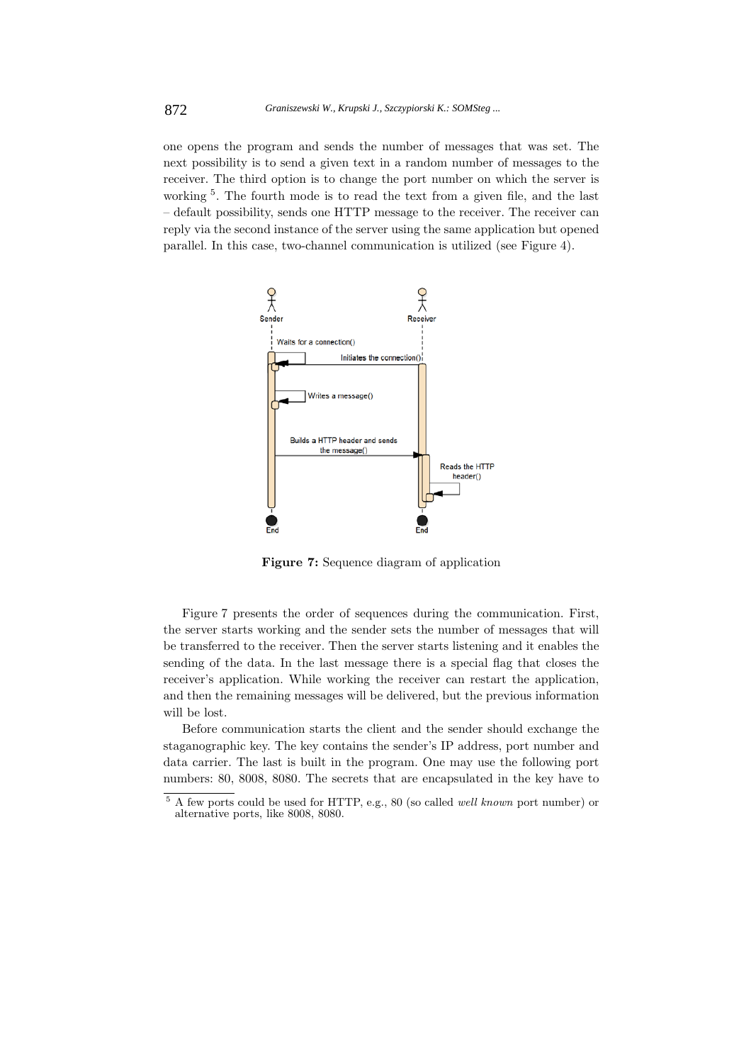one opens the program and sends the number of messages that was set. The next possibility is to send a given text in a random number of messages to the receiver. The third option is to change the port number on which the server is working [5]. The fourth mode is to read the text from a given file, and the last – default possibility, sends one HTTP message to the receiver. The receiver can reply via the second instance of the server using the same application but opened parallel. In this case, two-channel communication is utilized (see Figure 4).

**Figure 7:** Sequence diagram of application

Figure 7 presents the order of sequences during the communication. First, the server starts working and the sender sets the number of messages that will be transferred to the receiver. Then the server starts listening and it enables the sending of the data. In the last message there is a special flag that closes the receiver's application. While working the receiver can restart the application, and then the remaining messages will be delivered, but the previous information will be lost.

Before communication starts the client and the sender should exchange the staganographic key. The key contains the sender's IP address, port number and data carrier. The last is built in the program. One may use the following port numbers: 80, 8008, 8080. The secrets that are encapsulated in the key have to

[5] A few ports could be used for HTTP, e.g., 80 (so called *well known* port number) or alternative ports, like 8008, 8080.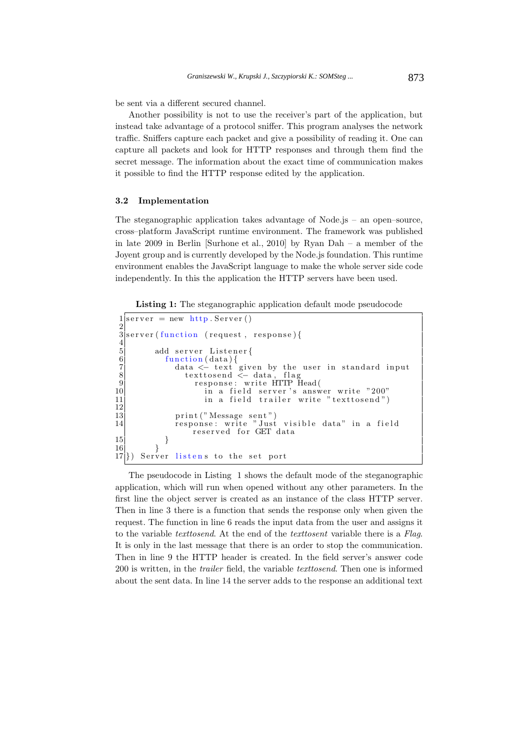be sent via a different secured channel.

Another possibility is not to use the receiver's part of the application, but instead take advantage of a protocol sniffer. This program analyses the network traffic. Sniffers capture each packet and give a possibility of reading it. One can capture all packets and look for HTTP responses and through them find the secret message. The information about the exact time of communication makes it possible to find the HTTP response edited by the application.

### 3.2 Implementation

The steganographic application takes advantage of Node.js – an open–source, cross–platform JavaScript runtime environment. The framework was published in late 2009 in Berlin [Surhone et al., 2010] by Ryan Dah – a member of the Joyent group and is currently developed by the Node.js foundation. This runtime environment enables the JavaScript language to make the whole server side code independently. In this the application the HTTP servers have been used.

**Listing 1:** The steganographic application default mode pseudocode

```
1  server = new http.Server()
2
3  server(function (request, response){
4
5        add server Listener{
6          function(data){
7            data <- text given by the user in standard input
8              texttosend <- data, flag
9                response: write HTTP Head(
10                 in a field server's answer write "200"
11                 in a field trailer write "texttosend")
12
13           print("Message sent")
14           response: write "Just visible data" in a field
                 reserved for GET data
15         }
16       }
17 }) Server listens to the set port
```

The pseudocode in Listing 1 shows the default mode of the steganographic application, which will run when opened without any other parameters. In the first line the object server is created as an instance of the class HTTP server. Then in line 3 there is a function that sends the response only when given the request. The function in line 6 reads the input data from the user and assigns it to the variable *texttosend*. At the end of the *texttosent* variable there is a *Flag*. It is only in the last message that there is an order to stop the communication. Then in line 9 the HTTP header is created. In the field server's answer code 200 is written, in the *trailer* field, the variable *texttosend*. Then one is informed about the sent data. In line 14 the server adds to the response an additional text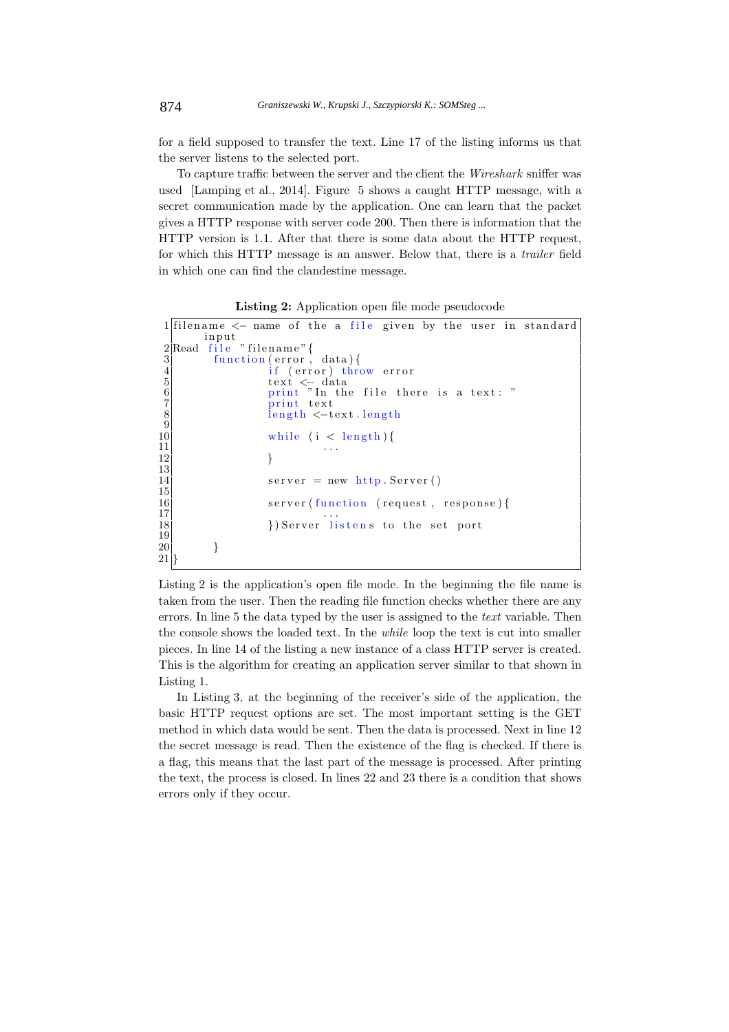for a field supposed to transfer the text. Line 17 of the listing informs us that the server listens to the selected port.

To capture traffic between the server and the client the *Wireshark* sniffer was used [Lamping et al., 2014]. Figure 5 shows a caught HTTP message, with a secret communication made by the application. One can learn that the packet gives a HTTP response with server code 200. Then there is information that the HTTP version is 1.1. After that there is some data about the HTTP request, for which this HTTP message is an answer. Below that, there is a *trailer* field in which one can find the clandestine message.

**Listing 2:** Application open file mode pseudocode

```
1  filename <- name of the a file given by the user in standard
      input
2  Read file "filename"{
3        function(error, data){
4              if (error) throw error
5              text <- data
6              print "In the file there is a text: "
7              print text
8              length <-text.length
9
10             while (i < length){
11                   ...
12             }
13
14             server = new http.Server()
15
16             server(function (request, response){
17                   ...
18             })Server listens to the set port
19
20       }
21 }
```

Listing 2 is the application's open file mode. In the beginning the file name is taken from the user. Then the reading file function checks whether there are any errors. In line 5 the data typed by the user is assigned to the *text* variable. Then the console shows the loaded text. In the *while* loop the text is cut into smaller pieces. In line 14 of the listing a new instance of a class HTTP server is created. This is the algorithm for creating an application server similar to that shown in Listing 1.

In Listing 3, at the beginning of the receiver's side of the application, the basic HTTP request options are set. The most important setting is the GET method in which data would be sent. Then the data is processed. Next in line 12 the secret message is read. Then the existence of the flag is checked. If there is a flag, this means that the last part of the message is processed. After printing the text, the process is closed. In lines 22 and 23 there is a condition that shows errors only if they occur.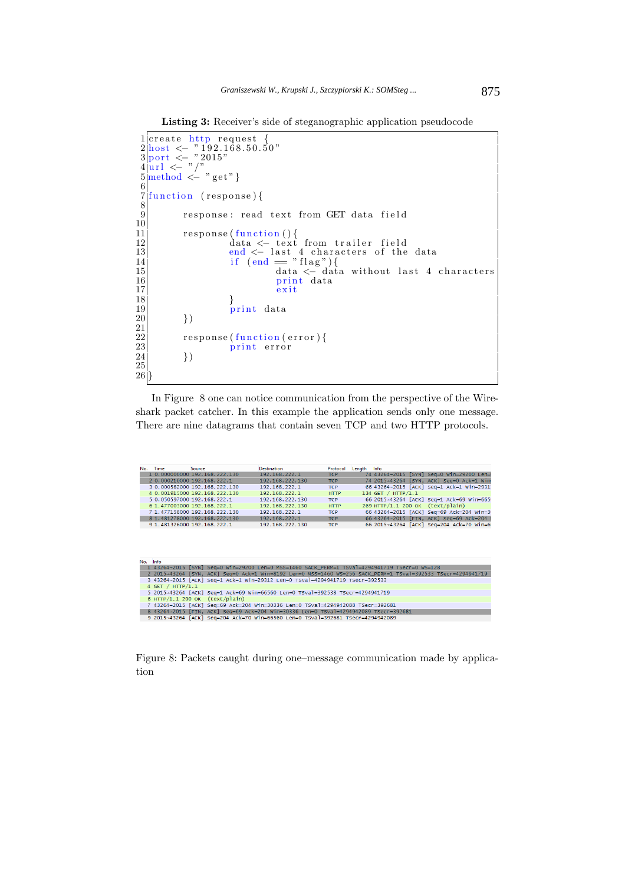**Listing 3:** Receiver's side of steganographic application pseudocode

```
create http request {
host <- "192.168.50.50"
port <- "2015"
url <- "/"
method <- "get"}

function (response){

        response: read text from GET data field

        response(function(){
                data <- text from trailer field
                end <- last 4 characters of the data
                if (end == "flag"){
                        data <- data without last 4 characters
                        print data
                        exit
                }
                print data
        })

        response(function(error){
                print error
        })

}
```

In Figure 8 one can notice communication from the perspective of the Wireshark packet catcher. In this example the application sends only one message. There are nine datagrams that contain seven TCP and two HTTP protocols.

| No. | Time | Source | Destination | Protocol | Length | Info |
|---|---|---|---|---|---|---|
| 1 | 0.000000000 | 192.168.222.130 | 192.168.222.1 | TCP | 74 | 43264→2015 [SYN] Seq=0 Win=29200 Len= |
| 2 | 0.000210000 | 192.168.222.1 | 192.168.222.130 | TCP | 74 | 2015→43264 [SYN, ACK] Seq=0 Ack=1 Win |
| 3 | 0.000582000 | 192.168.222.130 | 192.168.222.1 | TCP | 66 | 43264→2015 [ACK] Seq=1 Ack=1 Win=2931 |
| 4 | 0.001915000 | 192.168.222.130 | 192.168.222.1 | HTTP | 134 | GET / HTTP/1.1 |
| 5 | 0.050597000 | 192.168.222.1 | 192.168.222.130 | TCP | 66 | 2015→43264 [ACK] Seq=1 Ack=69 Win=665 |
| 6 | 1.477003000 | 192.168.222.1 | 192.168.222.130 | HTTP | 269 | HTTP/1.1 200 OK (text/plain) |
| 7 | 1.477158000 | 192.168.222.130 | 192.168.222.1 | TCP | 66 | 43264→2015 [ACK] Seq=69 Ack=204 Win=3 |
| 8 | 1.481278000 | 192.168.222.130 | 192.168.222.1 | TCP | 66 | 43264→2015 [FIN, ACK] Seq=69 Ack=204 |
| 9 | 1.481326000 | 192.168.222.1 | 192.168.222.130 | TCP | 66 | 2015→43264 [ACK] Seq=204 Ack=70 Win=6 |

| No. | Info |
|---|---|
| 1 | 43264→2015 [SYN] Seq=0 Win=29200 Len=0 MSS=1460 SACK_PERM=1 TSval=4294941719 TSecr=0 WS=128 |
| 2 | 2015→43264 [SYN, ACK] Seq=0 Ack=1 Win=8192 Len=0 MSS=1460 WS=256 SACK_PERM=1 TSval=392533 TSecr=4294941719 |
| 3 | 43264→2015 [ACK] Seq=1 Ack=1 Win=29312 Len=0 TSval=4294941719 TSecr=392533 |
| 4 | GET / HTTP/1.1 |
| 5 | 2015→43264 [ACK] Seq=1 Ack=69 Win=66560 Len=0 TSval=392538 TSecr=4294941719 |
| 6 | HTTP/1.1 200 OK (text/plain) |
| 7 | 43264→2015 [ACK] Seq=69 Ack=204 Win=30336 Len=0 TSval=4294942088 TSecr=392681 |
| 8 | 43264→2015 [FIN, ACK] Seq=69 Ack=204 Win=30336 Len=0 TSval=4294942089 TSecr=392681 |
| 9 | 2015→43264 [ACK] Seq=204 Ack=70 Win=66560 Len=0 TSval=392681 TSecr=4294942089 |

Figure 8: Packets caught during one–message communication made by application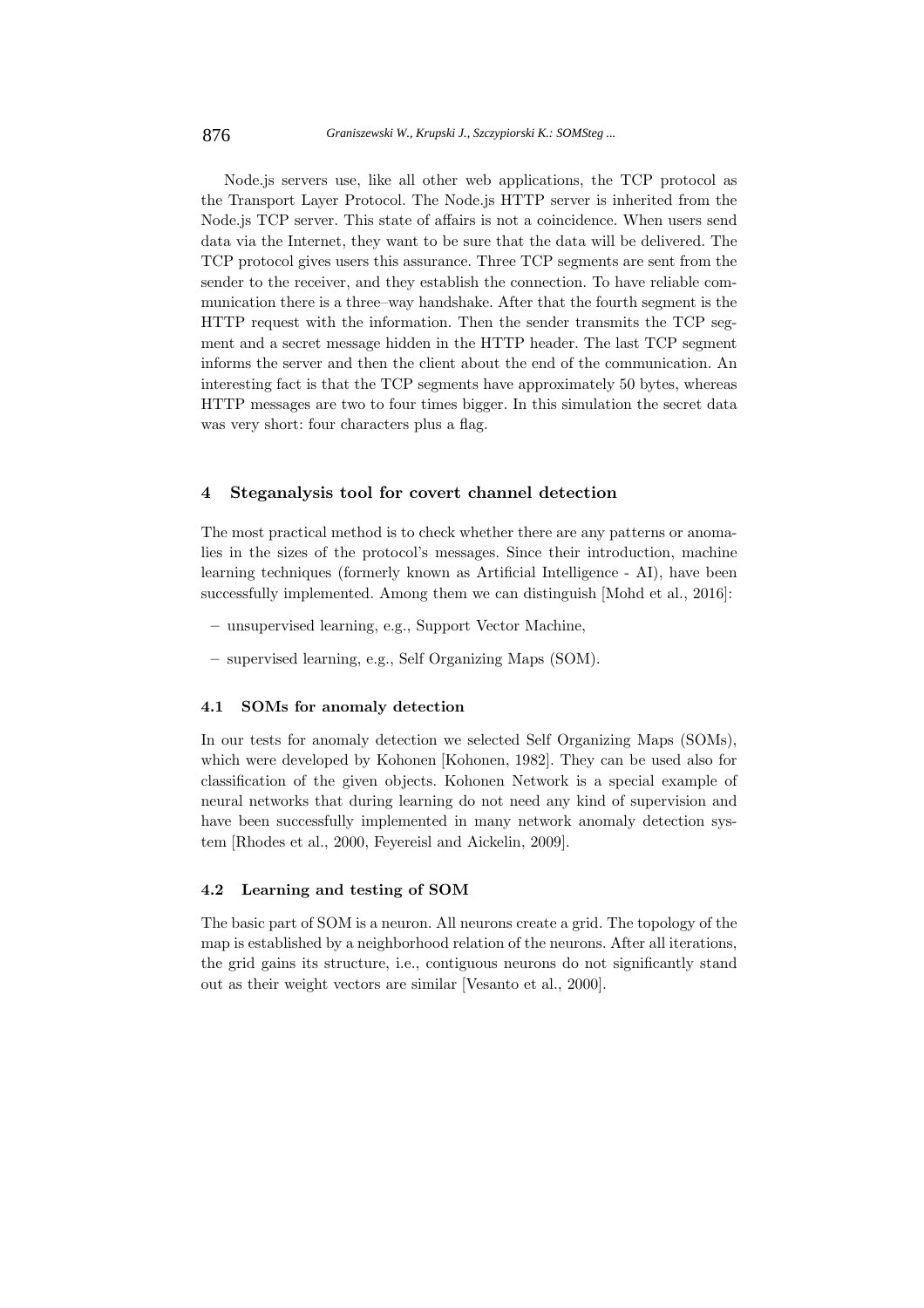Node.js servers use, like all other web applications, the TCP protocol as the Transport Layer Protocol. The Node.js HTTP server is inherited from the Node.js TCP server. This state of affairs is not a coincidence. When users send data via the Internet, they want to be sure that the data will be delivered. The TCP protocol gives users this assurance. Three TCP segments are sent from the sender to the receiver, and they establish the connection. To have reliable communication there is a three–way handshake. After that the fourth segment is the HTTP request with the information. Then the sender transmits the TCP segment and a secret message hidden in the HTTP header. The last TCP segment informs the server and then the client about the end of the communication. An interesting fact is that the TCP segments have approximately 50 bytes, whereas HTTP messages are two to four times bigger. In this simulation the secret data was very short: four characters plus a flag.

## 4 Steganalysis tool for covert channel detection

The most practical method is to check whether there are any patterns or anomalies in the sizes of the protocol's messages. Since their introduction, machine learning techniques (formerly known as Artificial Intelligence - AI), have been successfully implemented. Among them we can distinguish [Mohd et al., 2016]:

– unsupervised learning, e.g., Support Vector Machine,

– supervised learning, e.g., Self Organizing Maps (SOM).

### 4.1 SOMs for anomaly detection

In our tests for anomaly detection we selected Self Organizing Maps (SOMs), which were developed by Kohonen [Kohonen, 1982]. They can be used also for classification of the given objects. Kohonen Network is a special example of neural networks that during learning do not need any kind of supervision and have been successfully implemented in many network anomaly detection system [Rhodes et al., 2000, Feyereisl and Aickelin, 2009].

### 4.2 Learning and testing of SOM

The basic part of SOM is a neuron. All neurons create a grid. The topology of the map is established by a neighborhood relation of the neurons. After all iterations, the grid gains its structure, i.e., contiguous neurons do not significantly stand out as their weight vectors are similar [Vesanto et al., 2000].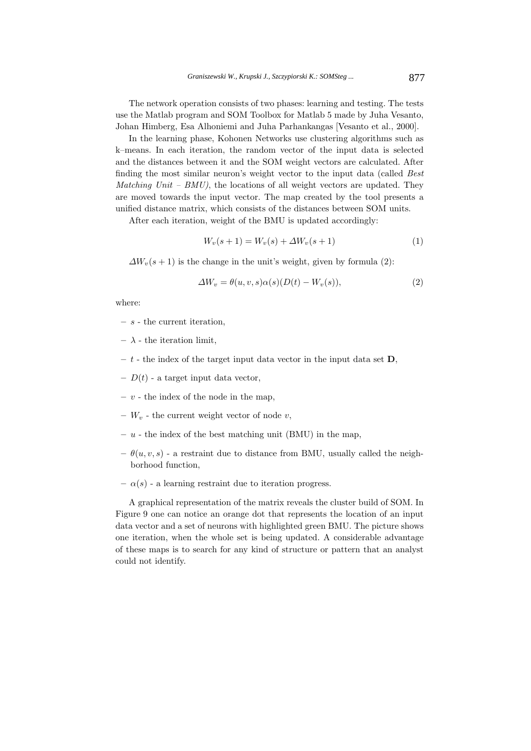The network operation consists of two phases: learning and testing. The tests use the Matlab program and SOM Toolbox for Matlab 5 made by Juha Vesanto, Johan Himberg, Esa Alhoniemi and Juha Parhankangas [Vesanto et al., 2000].

In the learning phase, Kohonen Networks use clustering algorithms such as k–means. In each iteration, the random vector of the input data is selected and the distances between it and the SOM weight vectors are calculated. After finding the most similar neuron's weight vector to the input data (called *Best Matching Unit – BMU)*, the locations of all weight vectors are updated. They are moved towards the input vector. The map created by the tool presents a unified distance matrix, which consists of the distances between SOM units.

After each iteration, weight of the BMU is updated accordingly:

$$W_v(s+1) = W_v(s) + \Delta W_v(s+1) \tag{1}$$

$\Delta W_v(s+1)$ is the change in the unit's weight, given by formula (2):

$$\Delta W_v = \theta(u, v, s)\alpha(s)(D(t) - W_v(s)), \tag{2}$$

where:

- $s$ - the current iteration,
- $\lambda$ - the iteration limit,
- $t$ - the index of the target input data vector in the input data set $\mathbf{D}$,
- $D(t)$ - a target input data vector,
- $v$ - the index of the node in the map,
- $W_v$ - the current weight vector of node $v$,
- $u$ - the index of the best matching unit (BMU) in the map,
- $\theta(u, v, s)$ - a restraint due to distance from BMU, usually called the neighborhood function,
- $\alpha(s)$ - a learning restraint due to iteration progress.

A graphical representation of the matrix reveals the cluster build of SOM. In Figure 9 one can notice an orange dot that represents the location of an input data vector and a set of neurons with highlighted green BMU. The picture shows one iteration, when the whole set is being updated. A considerable advantage of these maps is to search for any kind of structure or pattern that an analyst could not identify.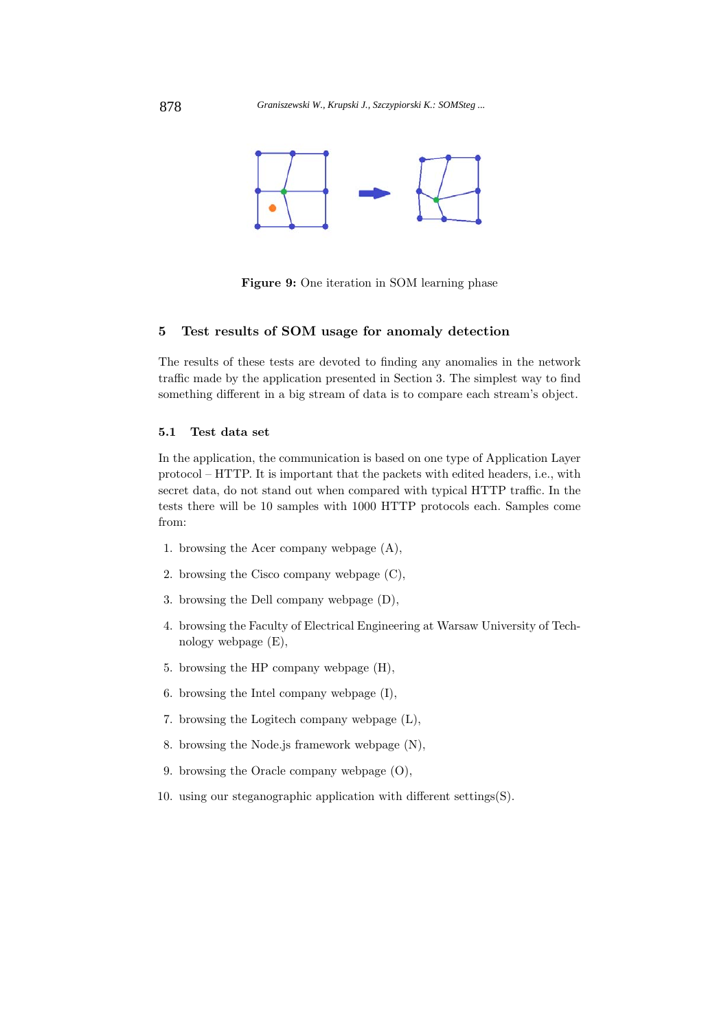**Figure 9:** One iteration in SOM learning phase

## 5 Test results of SOM usage for anomaly detection

The results of these tests are devoted to finding any anomalies in the network traffic made by the application presented in Section 3. The simplest way to find something different in a big stream of data is to compare each stream's object.

### 5.1 Test data set

In the application, the communication is based on one type of Application Layer protocol – HTTP. It is important that the packets with edited headers, i.e., with secret data, do not stand out when compared with typical HTTP traffic. In the tests there will be 10 samples with 1000 HTTP protocols each. Samples come from:

1. browsing the Acer company webpage (A),
2. browsing the Cisco company webpage (C),
3. browsing the Dell company webpage (D),
4. browsing the Faculty of Electrical Engineering at Warsaw University of Technology webpage (E),
5. browsing the HP company webpage (H),
6. browsing the Intel company webpage (I),
7. browsing the Logitech company webpage (L),
8. browsing the Node.js framework webpage (N),
9. browsing the Oracle company webpage (O),
10. using our steganographic application with different settings(S).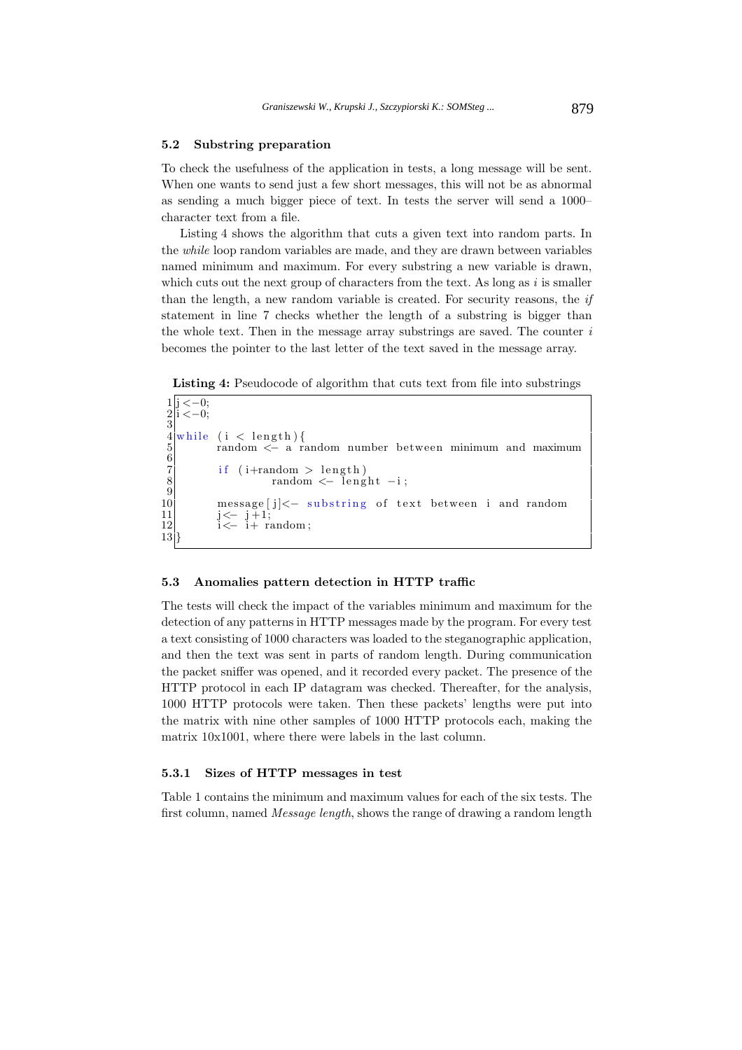### 5.2 Substring preparation

To check the usefulness of the application in tests, a long message will be sent. When one wants to send just a few short messages, this will not be as abnormal as sending a much bigger piece of text. In tests the server will send a 1000–character text from a file.

Listing 4 shows the algorithm that cuts a given text into random parts. In the *while* loop random variables are made, and they are drawn between variables named minimum and maximum. For every substring a new variable is drawn, which cuts out the next group of characters from the text. As long as $i$ is smaller than the length, a new random variable is created. For security reasons, the *if* statement in line 7 checks whether the length of a substring is bigger than the whole text. Then in the message array substrings are saved. The counter $i$ becomes the pointer to the last letter of the text saved in the message array.

**Listing 4:** Pseudocode of algorithm that cuts text from file into substrings

```
1  j <−0;
2  i <−0;
3
4  while (i < length){
5        random <− a random number between minimum and maximum
6
7        if (i+random > length)
8              random <− lenght −i;
9
10       message[j]<− substring of text between i and random
11       j<− j+1;
12       i<− i+ random;
13 }
```

### 5.3 Anomalies pattern detection in HTTP traffic

The tests will check the impact of the variables minimum and maximum for the detection of any patterns in HTTP messages made by the program. For every test a text consisting of 1000 characters was loaded to the steganographic application, and then the text was sent in parts of random length. During communication the packet sniffer was opened, and it recorded every packet. The presence of the HTTP protocol in each IP datagram was checked. Thereafter, for the analysis, 1000 HTTP protocols were taken. Then these packets' lengths were put into the matrix with nine other samples of 1000 HTTP protocols each, making the matrix 10x1001, where there were labels in the last column.

#### 5.3.1 Sizes of HTTP messages in test

Table 1 contains the minimum and maximum values for each of the six tests. The first column, named *Message length*, shows the range of drawing a random length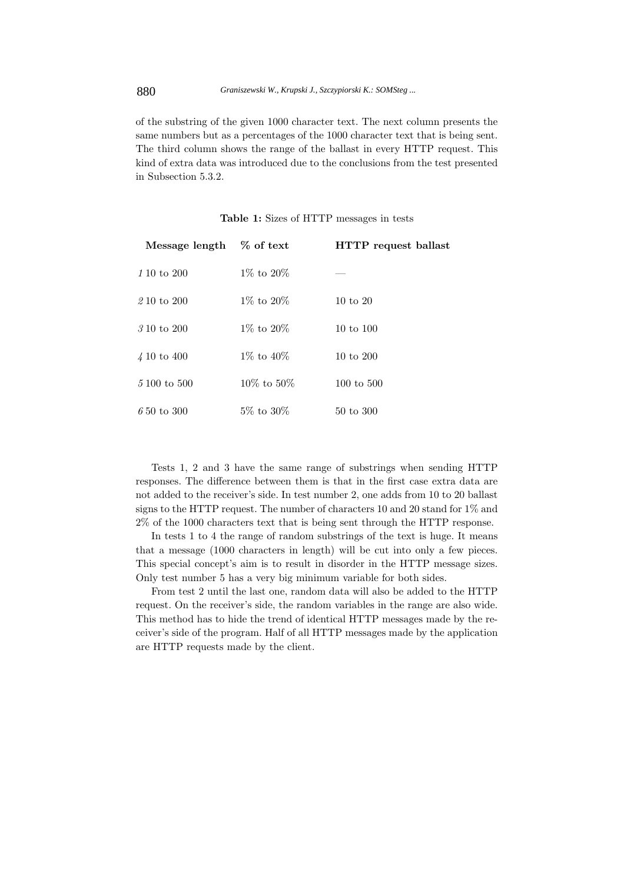of the substring of the given 1000 character text. The next column presents the same numbers but as a percentages of the 1000 character text that is being sent. The third column shows the range of the ballast in every HTTP request. This kind of extra data was introduced due to the conclusions from the test presented in Subsection 5.3.2.

**Table 1:** Sizes of HTTP messages in tests

| Message length | % of text | HTTP request ballast |
|---|---|---|
| *1* 10 to 200 | 1% to 20% | — |
| *2* 10 to 200 | 1% to 20% | 10 to 20 |
| *3* 10 to 200 | 1% to 20% | 10 to 100 |
| *4* 10 to 400 | 1% to 40% | 10 to 200 |
| *5* 100 to 500 | 10% to 50% | 100 to 500 |
| *6* 50 to 300 | 5% to 30% | 50 to 300 |

Tests 1, 2 and 3 have the same range of substrings when sending HTTP responses. The difference between them is that in the first case extra data are not added to the receiver's side. In test number 2, one adds from 10 to 20 ballast signs to the HTTP request. The number of characters 10 and 20 stand for 1% and 2% of the 1000 characters text that is being sent through the HTTP response.

In tests 1 to 4 the range of random substrings of the text is huge. It means that a message (1000 characters in length) will be cut into only a few pieces. This special concept's aim is to result in disorder in the HTTP message sizes. Only test number 5 has a very big minimum variable for both sides.

From test 2 until the last one, random data will also be added to the HTTP request. On the receiver's side, the random variables in the range are also wide. This method has to hide the trend of identical HTTP messages made by the receiver's side of the program. Half of all HTTP messages made by the application are HTTP requests made by the client.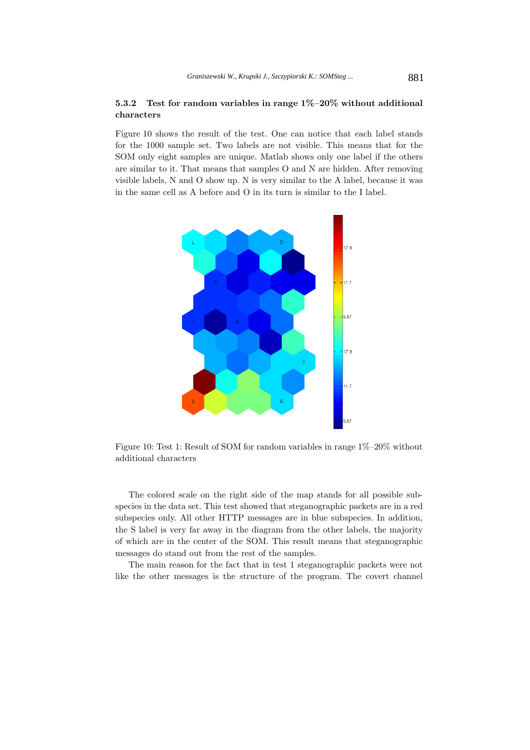### 5.3.2 Test for random variables in range 1%–20% without additional characters

Figure 10 shows the result of the test. One can notice that each label stands for the 1000 sample set. Two labels are not visible. This means that for the SOM only eight samples are unique. Matlab shows only one label if the others are similar to it. That means that samples O and N are hidden. After removing visible labels, N and O show up. N is very similar to the A label, because it was in the same cell as A before and O in its turn is similar to the I label.

Figure 10: Test 1: Result of SOM for random variables in range 1%–20% without additional characters

The colored scale on the right side of the map stands for all possible subspecies in the data set. This test showed that steganographic packets are in a red subspecies only. All other HTTP messages are in blue subspecies. In addition, the S label is very far away in the diagram from the other labels, the majority of which are in the center of the SOM. This result means that steganographic messages do stand out from the rest of the samples.

The main reason for the fact that in test 1 steganographic packets were not like the other messages is the structure of the program. The covert channel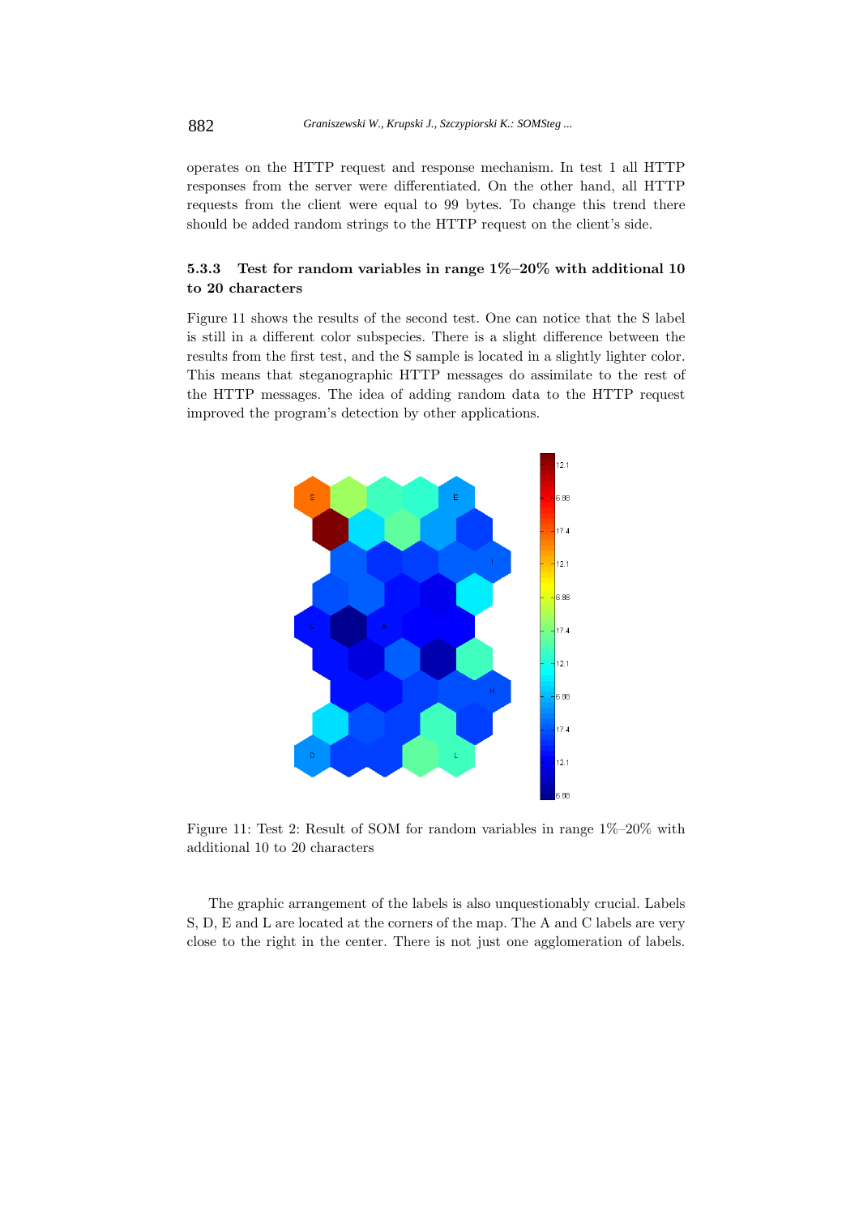operates on the HTTP request and response mechanism. In test 1 all HTTP responses from the server were differentiated. On the other hand, all HTTP requests from the client were equal to 99 bytes. To change this trend there should be added random strings to the HTTP request on the client's side.

### 5.3.3 Test for random variables in range 1%–20% with additional 10 to 20 characters

Figure 11 shows the results of the second test. One can notice that the S label is still in a different color subspecies. There is a slight difference between the results from the first test, and the S sample is located in a slightly lighter color. This means that steganographic HTTP messages do assimilate to the rest of the HTTP messages. The idea of adding random data to the HTTP request improved the program's detection by other applications.

Figure 11: Test 2: Result of SOM for random variables in range 1%–20% with additional 10 to 20 characters

The graphic arrangement of the labels is also unquestionably crucial. Labels S, D, E and L are located at the corners of the map. The A and C labels are very close to the right in the center. There is not just one agglomeration of labels.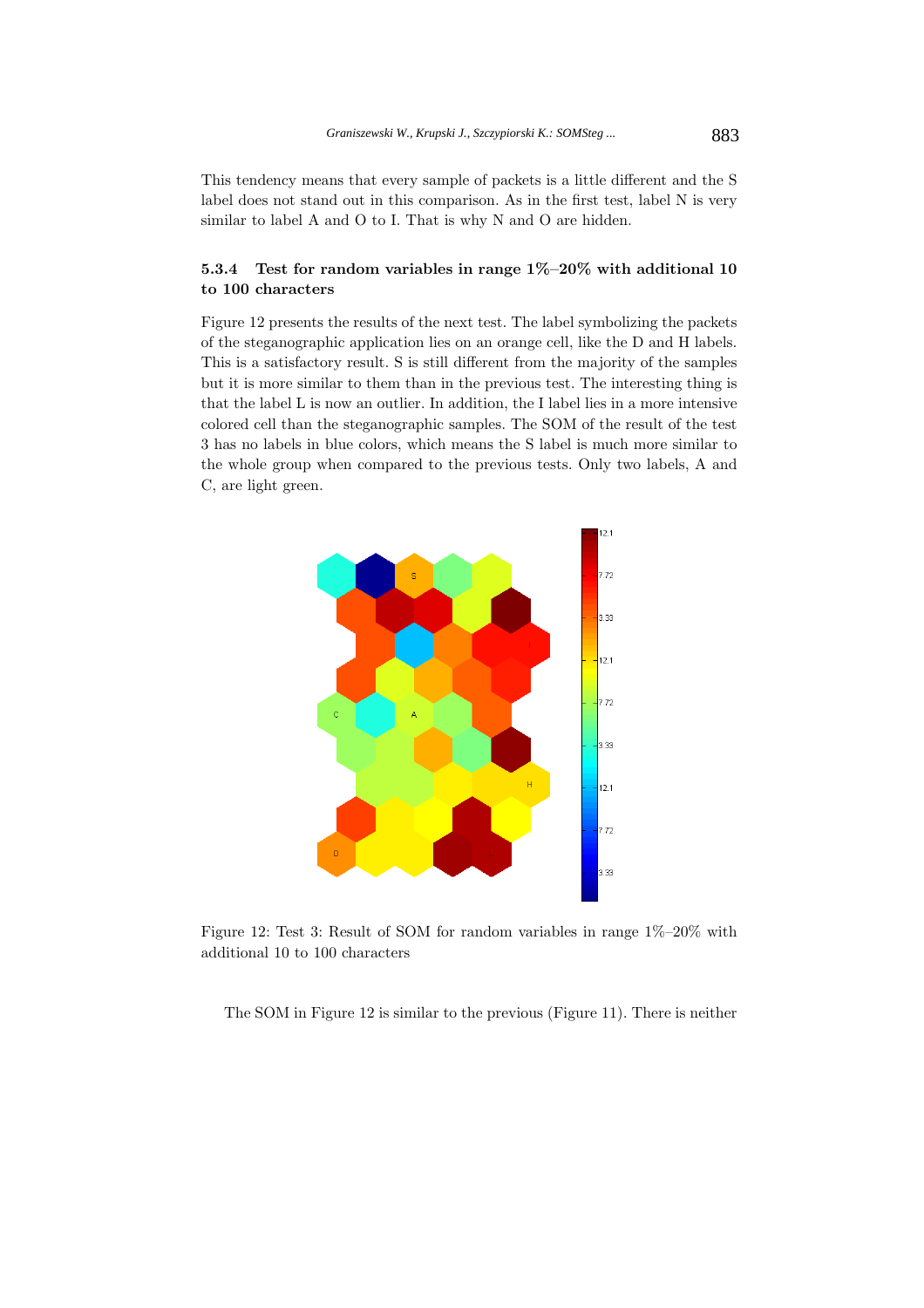This tendency means that every sample of packets is a little different and the S label does not stand out in this comparison. As in the first test, label N is very similar to label A and O to I. That is why N and O are hidden.

### 5.3.4 Test for random variables in range 1%–20% with additional 10 to 100 characters

Figure 12 presents the results of the next test. The label symbolizing the packets of the steganographic application lies on an orange cell, like the D and H labels. This is a satisfactory result. S is still different from the majority of the samples but it is more similar to them than in the previous test. The interesting thing is that the label L is now an outlier. In addition, the I label lies in a more intensive colored cell than the steganographic samples. The SOM of the result of the test 3 has no labels in blue colors, which means the S label is much more similar to the whole group when compared to the previous tests. Only two labels, A and C, are light green.

Figure 12: Test 3: Result of SOM for random variables in range 1%–20% with additional 10 to 100 characters

The SOM in Figure 12 is similar to the previous (Figure 11). There is neither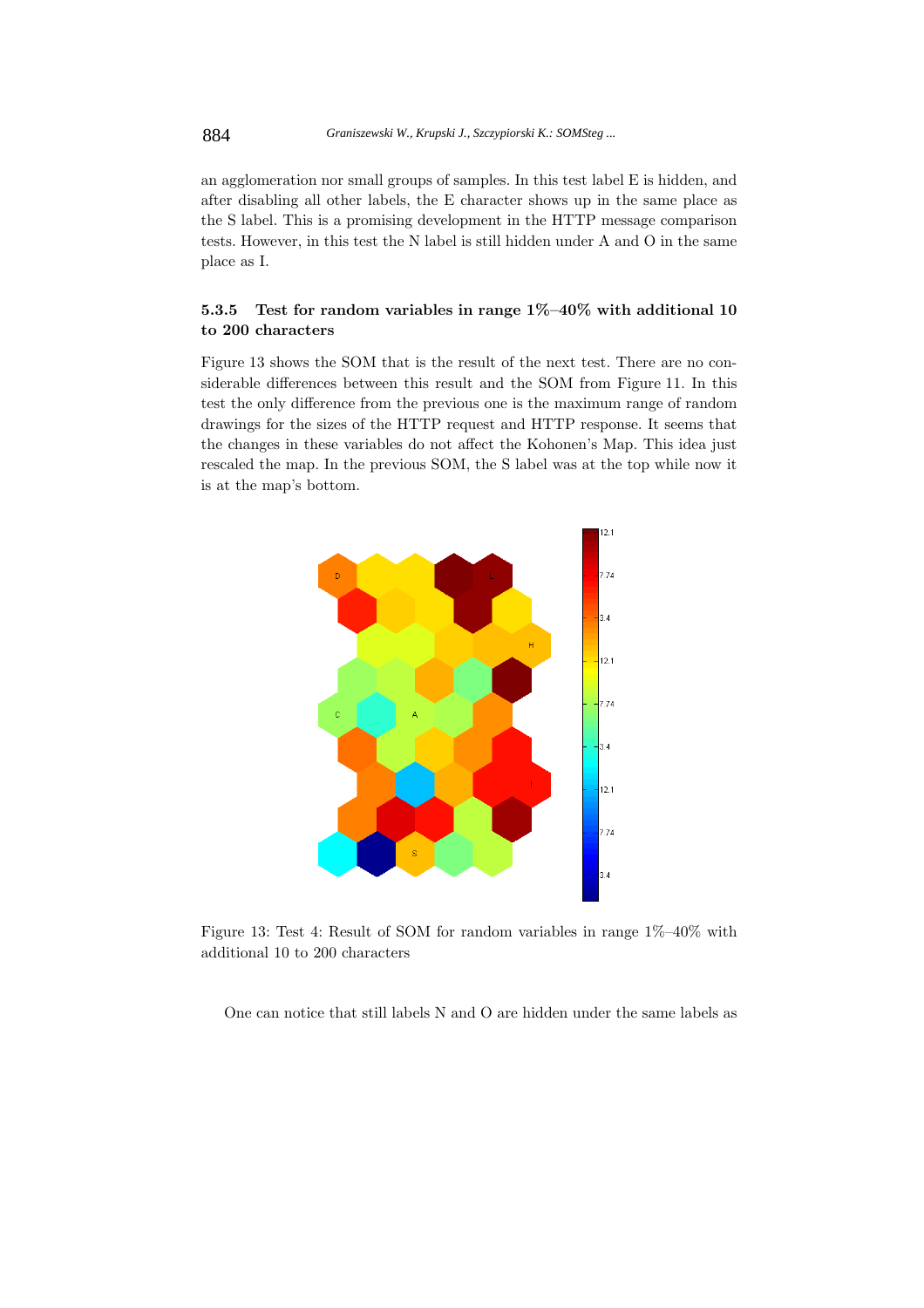an agglomeration nor small groups of samples. In this test label E is hidden, and after disabling all other labels, the E character shows up in the same place as the S label. This is a promising development in the HTTP message comparison tests. However, in this test the N label is still hidden under A and O in the same place as I.

### 5.3.5 Test for random variables in range 1%–40% with additional 10 to 200 characters

Figure 13 shows the SOM that is the result of the next test. There are no considerable differences between this result and the SOM from Figure 11. In this test the only difference from the previous one is the maximum range of random drawings for the sizes of the HTTP request and HTTP response. It seems that the changes in these variables do not affect the Kohonen's Map. This idea just rescaled the map. In the previous SOM, the S label was at the top while now it is at the map's bottom.

Figure 13: Test 4: Result of SOM for random variables in range 1%–40% with additional 10 to 200 characters

One can notice that still labels N and O are hidden under the same labels as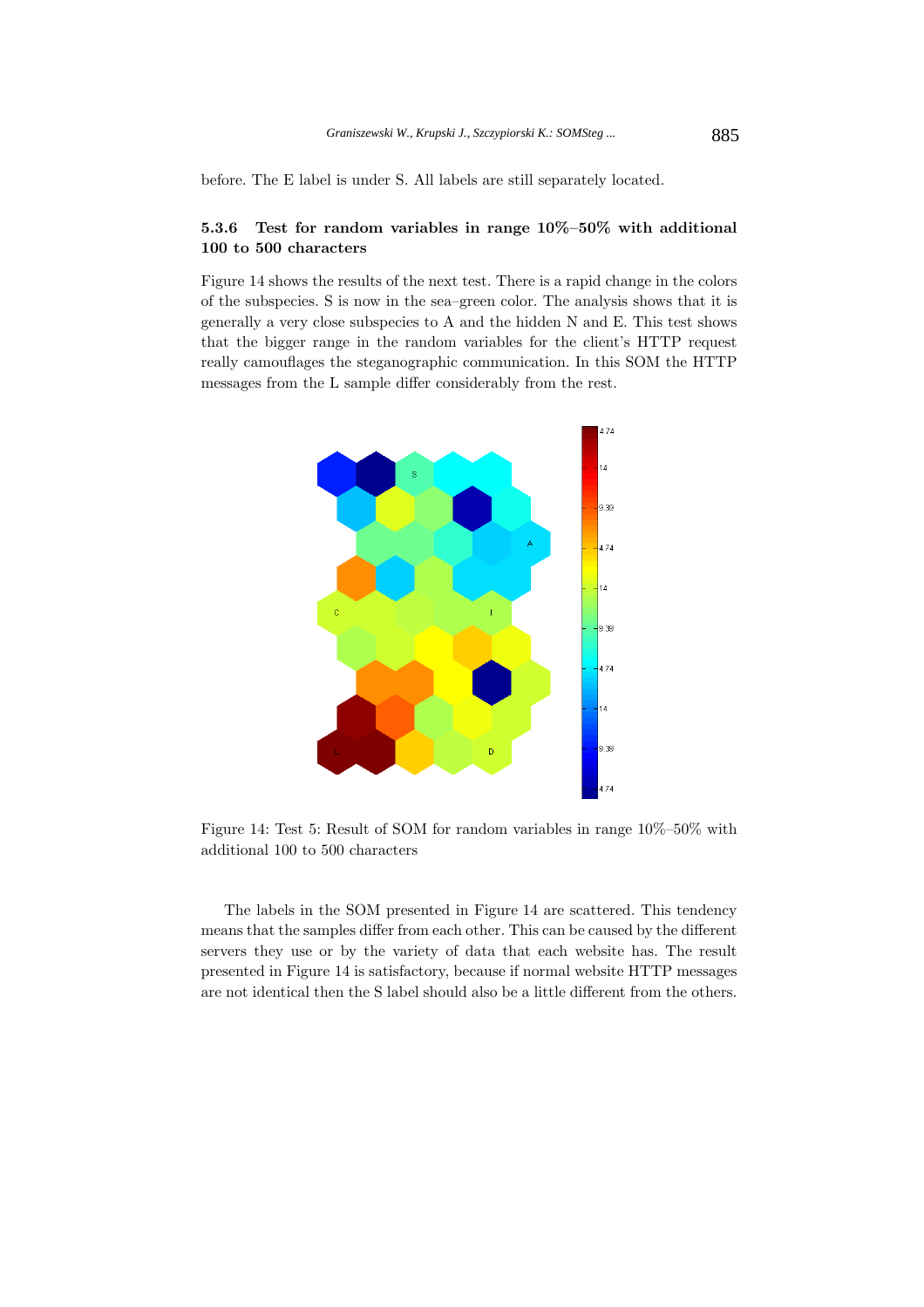before. The E label is under S. All labels are still separately located.

#### 5.3.6 Test for random variables in range 10%–50% with additional 100 to 500 characters

Figure 14 shows the results of the next test. There is a rapid change in the colors of the subspecies. S is now in the sea–green color. The analysis shows that it is generally a very close subspecies to A and the hidden N and E. This test shows that the bigger range in the random variables for the client's HTTP request really camouflages the steganographic communication. In this SOM the HTTP messages from the L sample differ considerably from the rest.

Figure 14: Test 5: Result of SOM for random variables in range 10%–50% with additional 100 to 500 characters

The labels in the SOM presented in Figure 14 are scattered. This tendency means that the samples differ from each other. This can be caused by the different servers they use or by the variety of data that each website has. The result presented in Figure 14 is satisfactory, because if normal website HTTP messages are not identical then the S label should also be a little different from the others.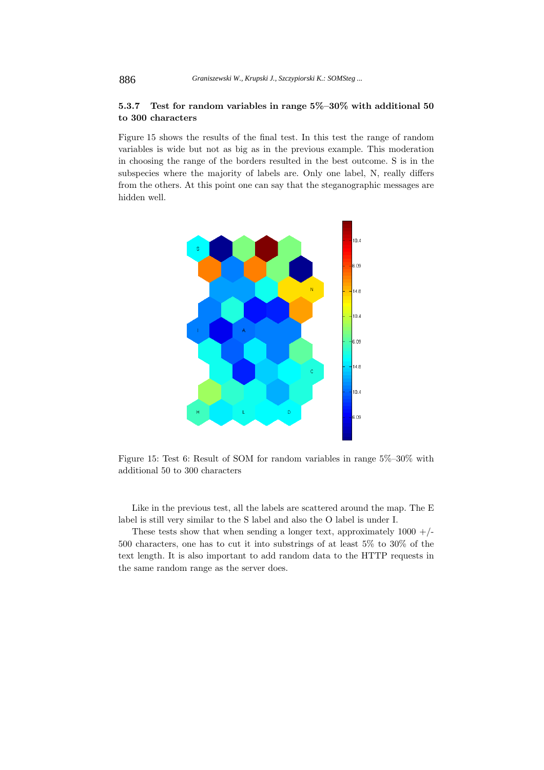### 5.3.7 Test for random variables in range 5%–30% with additional 50 to 300 characters

Figure 15 shows the results of the final test. In this test the range of random variables is wide but not as big as in the previous example. This moderation in choosing the range of the borders resulted in the best outcome. S is in the subspecies where the majority of labels are. Only one label, N, really differs from the others. At this point one can say that the steganographic messages are hidden well.

Figure 15: Test 6: Result of SOM for random variables in range 5%–30% with additional 50 to 300 characters

Like in the previous test, all the labels are scattered around the map. The E label is still very similar to the S label and also the O label is under I.

These tests show that when sending a longer text, approximately 1000 +/- 500 characters, one has to cut it into substrings of at least 5% to 30% of the text length. It is also important to add random data to the HTTP requests in the same random range as the server does.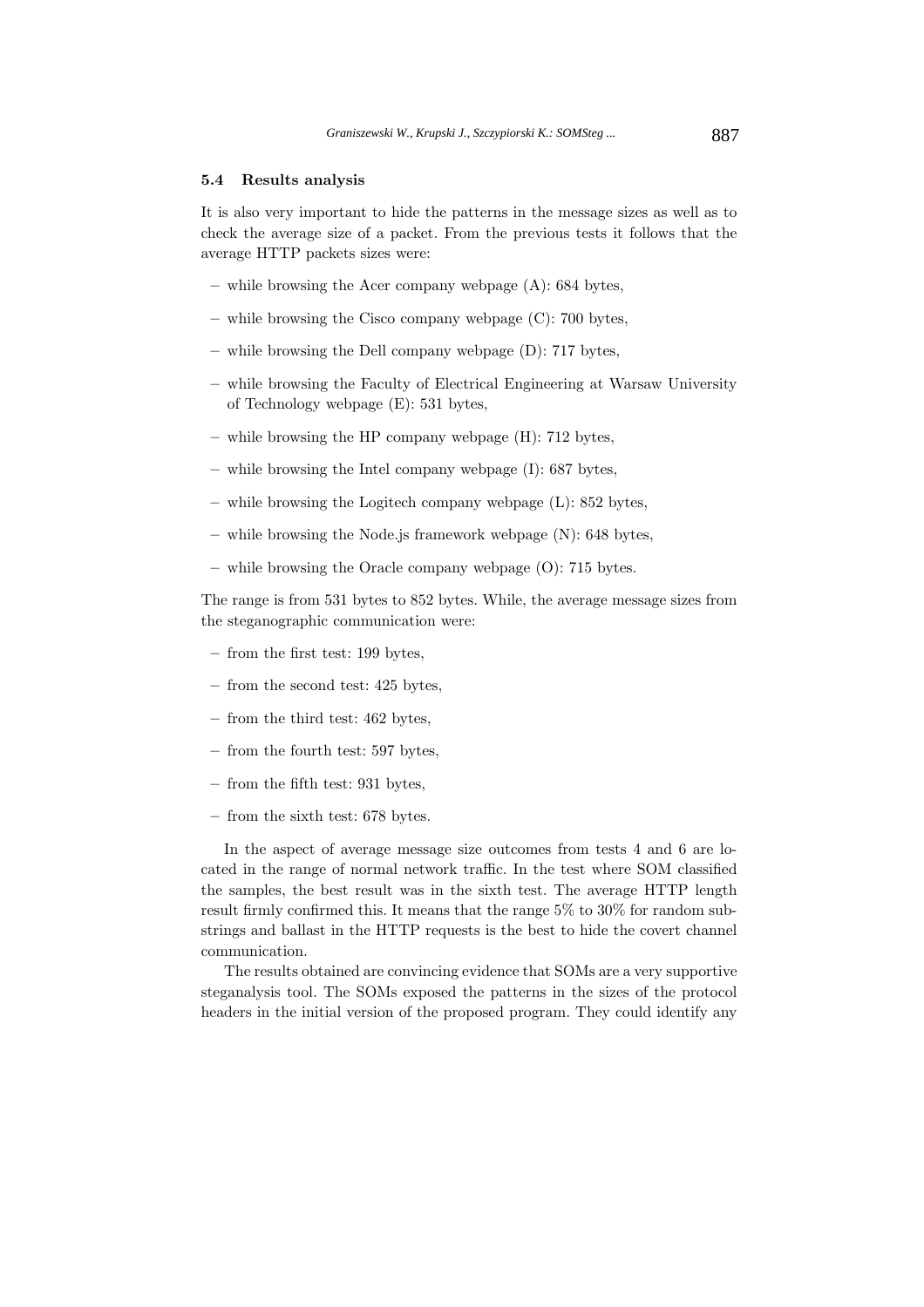### 5.4 Results analysis

It is also very important to hide the patterns in the message sizes as well as to check the average size of a packet. From the previous tests it follows that the average HTTP packets sizes were:

- while browsing the Acer company webpage (A): 684 bytes,
- while browsing the Cisco company webpage (C): 700 bytes,
- while browsing the Dell company webpage (D): 717 bytes,
- while browsing the Faculty of Electrical Engineering at Warsaw University of Technology webpage (E): 531 bytes,
- while browsing the HP company webpage (H): 712 bytes,
- while browsing the Intel company webpage (I): 687 bytes,
- while browsing the Logitech company webpage (L): 852 bytes,
- while browsing the Node.js framework webpage (N): 648 bytes,
- while browsing the Oracle company webpage (O): 715 bytes.

The range is from 531 bytes to 852 bytes. While, the average message sizes from the steganographic communication were:

- from the first test: 199 bytes,
- from the second test: 425 bytes,
- from the third test: 462 bytes,
- from the fourth test: 597 bytes,
- from the fifth test: 931 bytes,
- from the sixth test: 678 bytes.

In the aspect of average message size outcomes from tests 4 and 6 are located in the range of normal network traffic. In the test where SOM classified the samples, the best result was in the sixth test. The average HTTP length result firmly confirmed this. It means that the range 5% to 30% for random substrings and ballast in the HTTP requests is the best to hide the covert channel communication.

The results obtained are convincing evidence that SOMs are a very supportive steganalysis tool. The SOMs exposed the patterns in the sizes of the protocol headers in the initial version of the proposed program. They could identify any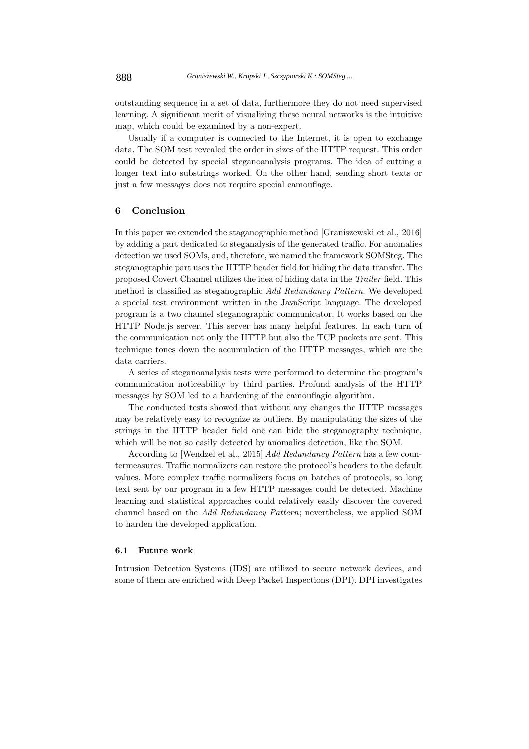outstanding sequence in a set of data, furthermore they do not need supervised learning. A significant merit of visualizing these neural networks is the intuitive map, which could be examined by a non-expert.

Usually if a computer is connected to the Internet, it is open to exchange data. The SOM test revealed the order in sizes of the HTTP request. This order could be detected by special steganoanalysis programs. The idea of cutting a longer text into substrings worked. On the other hand, sending short texts or just a few messages does not require special camouflage.

## 6 Conclusion

In this paper we extended the staganographic method [Graniszewski et al., 2016] by adding a part dedicated to steganalysis of the generated traffic. For anomalies detection we used SOMs, and, therefore, we named the framework SOMSteg. The steganographic part uses the HTTP header field for hiding the data transfer. The proposed Covert Channel utilizes the idea of hiding data in the *Trailer* field. This method is classified as steganographic *Add Redundancy Pattern*. We developed a special test environment written in the JavaScript language. The developed program is a two channel steganographic communicator. It works based on the HTTP Node.js server. This server has many helpful features. In each turn of the communication not only the HTTP but also the TCP packets are sent. This technique tones down the accumulation of the HTTP messages, which are the data carriers.

A series of steganoanalysis tests were performed to determine the program's communication noticeability by third parties. Profund analysis of the HTTP messages by SOM led to a hardening of the camouflagic algorithm.

The conducted tests showed that without any changes the HTTP messages may be relatively easy to recognize as outliers. By manipulating the sizes of the strings in the HTTP header field one can hide the steganography technique, which will be not so easily detected by anomalies detection, like the SOM.

According to [Wendzel et al., 2015] *Add Redundancy Pattern* has a few countermeasures. Traffic normalizers can restore the protocol's headers to the default values. More complex traffic normalizers focus on batches of protocols, so long text sent by our program in a few HTTP messages could be detected. Machine learning and statistical approaches could relatively easily discover the covered channel based on the *Add Redundancy Pattern*; nevertheless, we applied SOM to harden the developed application.

### 6.1 Future work

Intrusion Detection Systems (IDS) are utilized to secure network devices, and some of them are enriched with Deep Packet Inspections (DPI). DPI investigates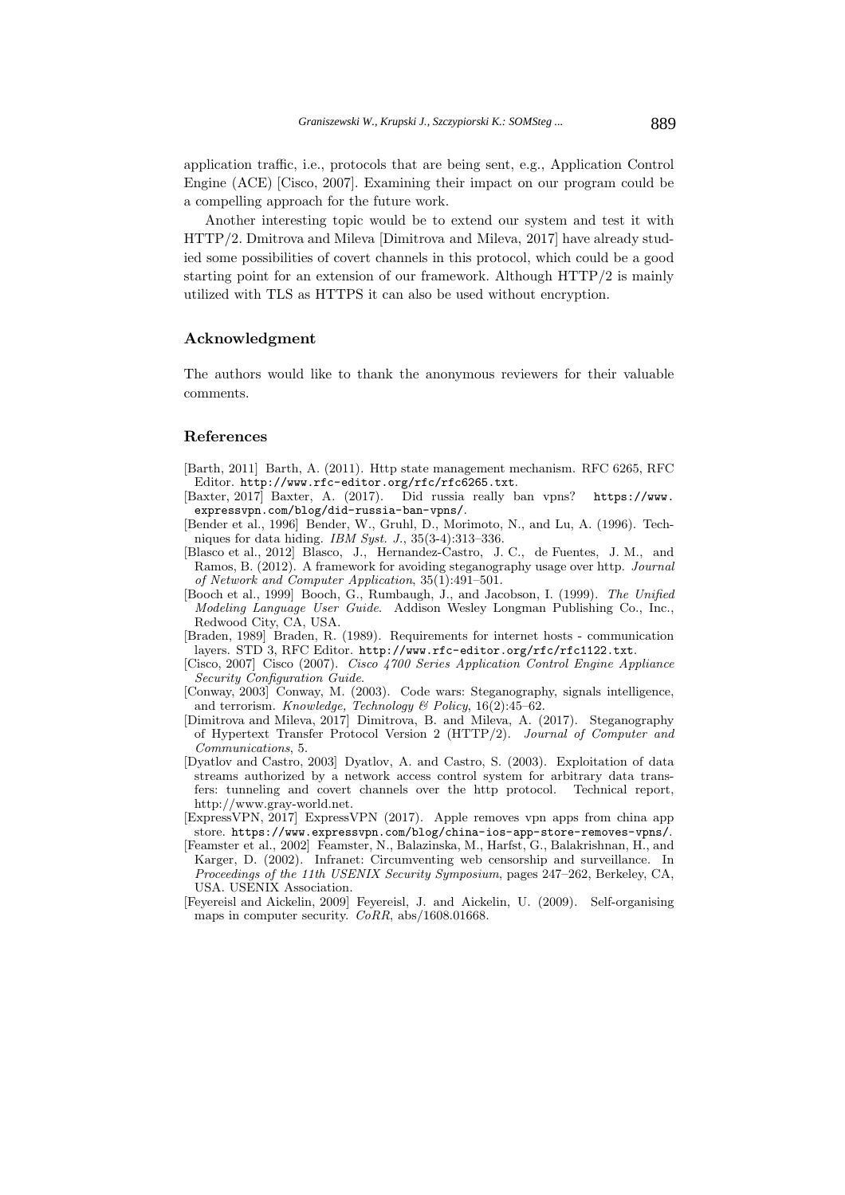application traffic, i.e., protocols that are being sent, e.g., Application Control Engine (ACE) [Cisco, 2007]. Examining their impact on our program could be a compelling approach for the future work.

Another interesting topic would be to extend our system and test it with HTTP/2. Dmitrova and Mileva [Dimitrova and Mileva, 2017] have already studied some possibilities of covert channels in this protocol, which could be a good starting point for an extension of our framework. Although HTTP/2 is mainly utilized with TLS as HTTPS it can also be used without encryption.

## Acknowledgment

The authors would like to thank the anonymous reviewers for their valuable comments.

## References

[Barth, 2011] Barth, A. (2011). Http state management mechanism. RFC 6265, RFC Editor. http://www.rfc-editor.org/rfc/rfc6265.txt.

[Baxter, 2017] Baxter, A. (2017). Did russia really ban vpns? https://www.expressvpn.com/blog/did-russia-ban-vpns/.

[Bender et al., 1996] Bender, W., Gruhl, D., Morimoto, N., and Lu, A. (1996). Techniques for data hiding. *IBM Syst. J.*, 35(3-4):313–336.

[Blasco et al., 2012] Blasco, J., Hernandez-Castro, J. C., de Fuentes, J. M., and Ramos, B. (2012). A framework for avoiding steganography usage over http. *Journal of Network and Computer Application*, 35(1):491–501.

[Booch et al., 1999] Booch, G., Rumbaugh, J., and Jacobson, I. (1999). *The Unified Modeling Language User Guide*. Addison Wesley Longman Publishing Co., Inc., Redwood City, CA, USA.

[Braden, 1989] Braden, R. (1989). Requirements for internet hosts - communication layers. STD 3, RFC Editor. http://www.rfc-editor.org/rfc/rfc1122.txt.

[Cisco, 2007] Cisco (2007). *Cisco 4700 Series Application Control Engine Appliance Security Configuration Guide*.

[Conway, 2003] Conway, M. (2003). Code wars: Steganography, signals intelligence, and terrorism. *Knowledge, Technology & Policy*, 16(2):45–62.

[Dimitrova and Mileva, 2017] Dimitrova, B. and Mileva, A. (2017). Steganography of Hypertext Transfer Protocol Version 2 (HTTP/2). *Journal of Computer and Communications*, 5.

[Dyatlov and Castro, 2003] Dyatlov, A. and Castro, S. (2003). Exploitation of data streams authorized by a network access control system for arbitrary data transfers: tunneling and covert channels over the http protocol. Technical report, http://www.gray-world.net.

[ExpressVPN, 2017] ExpressVPN (2017). Apple removes vpn apps from china app store. https://www.expressvpn.com/blog/china-ios-app-store-removes-vpns/.

[Feamster et al., 2002] Feamster, N., Balazinska, M., Harfst, G., Balakrishnan, H., and Karger, D. (2002). Infranet: Circumventing web censorship and surveillance. In *Proceedings of the 11th USENIX Security Symposium*, pages 247–262, Berkeley, CA, USA. USENIX Association.

[Feyereisl and Aickelin, 2009] Feyereisl, J. and Aickelin, U. (2009). Self-organising maps in computer security. *CoRR*, abs/1608.01668.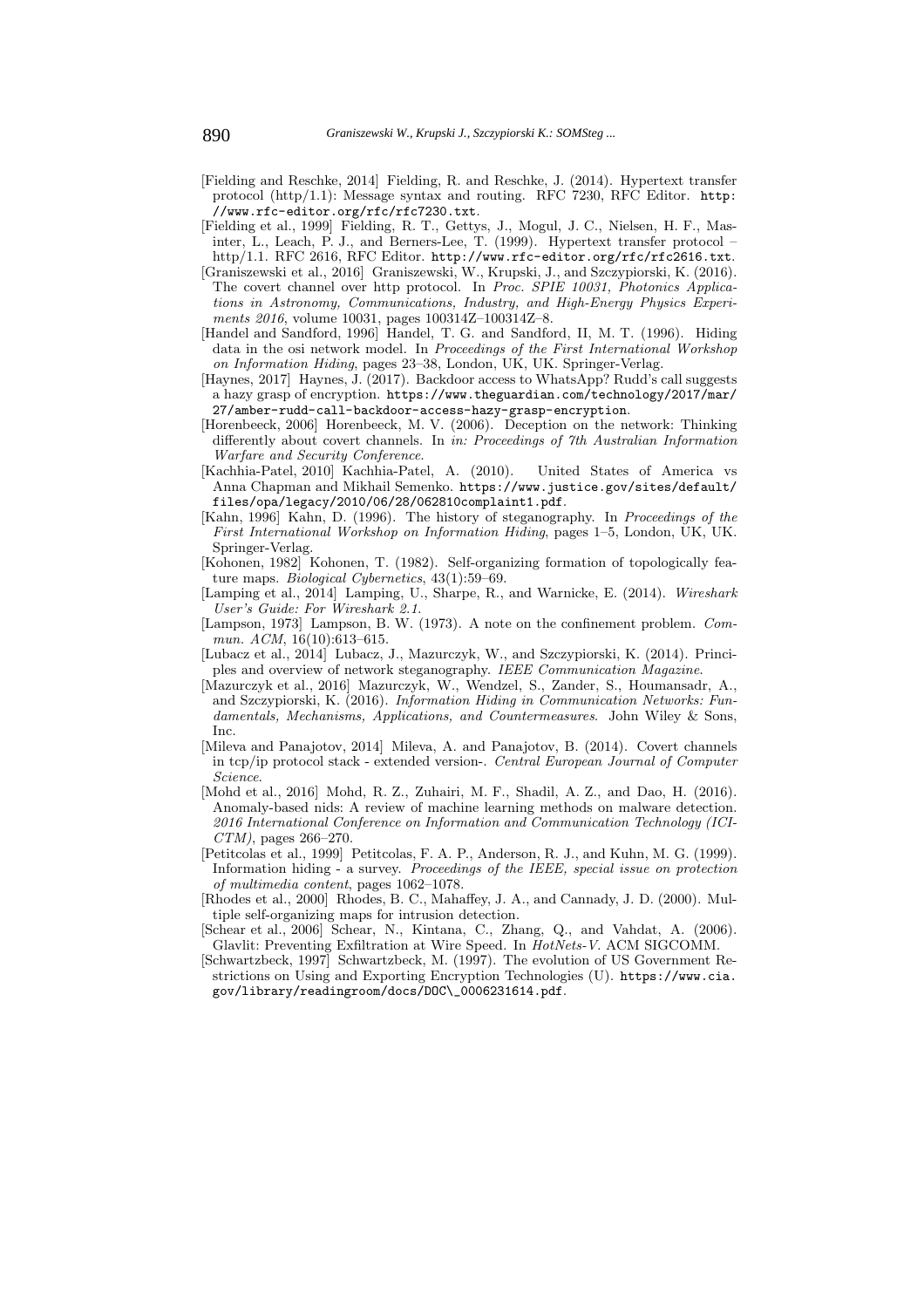[Fielding and Reschke, 2014] Fielding, R. and Reschke, J. (2014). Hypertext transfer protocol (http/1.1): Message syntax and routing. RFC 7230, RFC Editor. http://www.rfc-editor.org/rfc/rfc7230.txt.

[Fielding et al., 1999] Fielding, R. T., Gettys, J., Mogul, J. C., Nielsen, H. F., Masinter, L., Leach, P. J., and Berners-Lee, T. (1999). Hypertext transfer protocol – http/1.1. RFC 2616, RFC Editor. http://www.rfc-editor.org/rfc/rfc2616.txt.

[Graniszewski et al., 2016] Graniszewski, W., Krupski, J., and Szczypiorski, K. (2016). The covert channel over http protocol. In *Proc. SPIE 10031, Photonics Applications in Astronomy, Communications, Industry, and High-Energy Physics Experiments 2016*, volume 10031, pages 100314Z–100314Z–8.

[Handel and Sandford, 1996] Handel, T. G. and Sandford, II, M. T. (1996). Hiding data in the osi network model. In *Proceedings of the First International Workshop on Information Hiding*, pages 23–38, London, UK, UK. Springer-Verlag.

[Haynes, 2017] Haynes, J. (2017). Backdoor access to WhatsApp? Rudd's call suggests a hazy grasp of encryption. https://www.theguardian.com/technology/2017/mar/27/amber-rudd-call-backdoor-access-hazy-grasp-encryption.

[Horenbeeck, 2006] Horenbeeck, M. V. (2006). Deception on the network: Thinking differently about covert channels. In *in: Proceedings of 7th Australian Information Warfare and Security Conference*.

[Kachhia-Patel, 2010] Kachhia-Patel, A. (2010). United States of America vs Anna Chapman and Mikhail Semenko. https://www.justice.gov/sites/default/files/opa/legacy/2010/06/28/062810complaint1.pdf.

[Kahn, 1996] Kahn, D. (1996). The history of steganography. In *Proceedings of the First International Workshop on Information Hiding*, pages 1–5, London, UK, UK. Springer-Verlag.

[Kohonen, 1982] Kohonen, T. (1982). Self-organizing formation of topologically feature maps. *Biological Cybernetics*, 43(1):59–69.

[Lamping et al., 2014] Lamping, U., Sharpe, R., and Warnicke, E. (2014). *Wireshark User's Guide: For Wireshark 2.1.*

[Lampson, 1973] Lampson, B. W. (1973). A note on the confinement problem. *Commun. ACM*, 16(10):613–615.

[Lubacz et al., 2014] Lubacz, J., Mazurczyk, W., and Szczypiorski, K. (2014). Principles and overview of network steganography. *IEEE Communication Magazine*.

[Mazurczyk et al., 2016] Mazurczyk, W., Wendzel, S., Zander, S., Houmansadr, A., and Szczypiorski, K. (2016). *Information Hiding in Communication Networks: Fundamentals, Mechanisms, Applications, and Countermeasures*. John Wiley & Sons, Inc.

[Mileva and Panajotov, 2014] Mileva, A. and Panajotov, B. (2014). Covert channels in tcp/ip protocol stack - extended version-. *Central European Journal of Computer Science*.

[Mohd et al., 2016] Mohd, R. Z., Zuhairi, M. F., Shadil, A. Z., and Dao, H. (2016). Anomaly-based nids: A review of machine learning methods on malware detection. *2016 International Conference on Information and Communication Technology (ICICTM)*, pages 266–270.

[Petitcolas et al., 1999] Petitcolas, F. A. P., Anderson, R. J., and Kuhn, M. G. (1999). Information hiding - a survey. *Proceedings of the IEEE, special issue on protection of multimedia content*, pages 1062–1078.

[Rhodes et al., 2000] Rhodes, B. C., Mahaffey, J. A., and Cannady, J. D. (2000). Multiple self-organizing maps for intrusion detection.

[Schear et al., 2006] Schear, N., Kintana, C., Zhang, Q., and Vahdat, A. (2006). Glavlit: Preventing Exfiltration at Wire Speed. In *HotNets-V*. ACM SIGCOMM.

[Schwartzbeck, 1997] Schwartzbeck, M. (1997). The evolution of US Government Restrictions on Using and Exporting Encryption Technologies (U). https://www.cia.gov/library/readingroom/docs/DOC\_0006231614.pdf.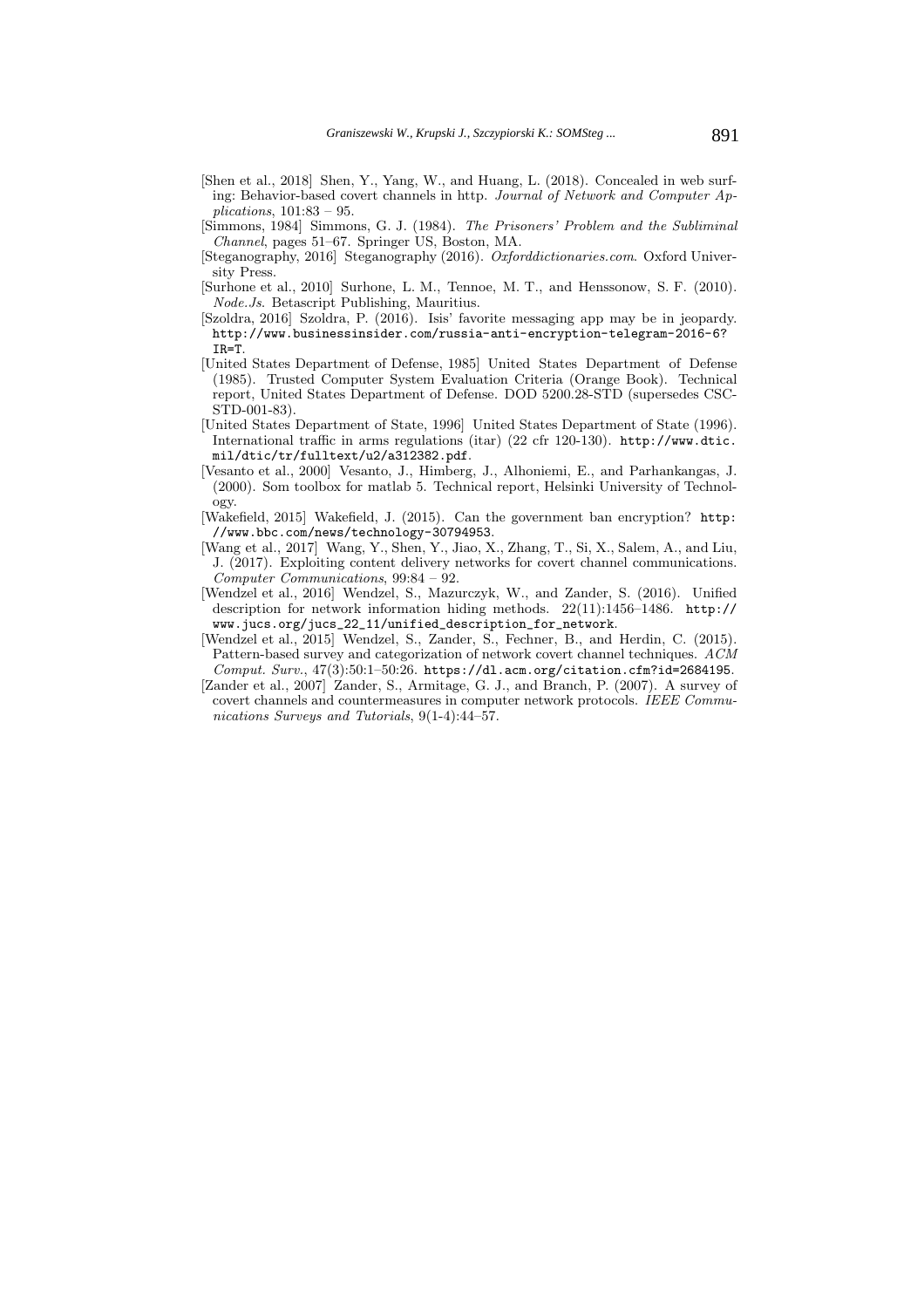[Shen et al., 2018] Shen, Y., Yang, W., and Huang, L. (2018). Concealed in web surfing: Behavior-based covert channels in http. *Journal of Network and Computer Applications*, 101:83 – 95.

[Simmons, 1984] Simmons, G. J. (1984). *The Prisoners' Problem and the Subliminal Channel*, pages 51–67. Springer US, Boston, MA.

[Steganography, 2016] Steganography (2016). *Oxforddictionaries.com*. Oxford University Press.

[Surhone et al., 2010] Surhone, L. M., Tennoe, M. T., and Henssonow, S. F. (2010). *Node.Js*. Betascript Publishing, Mauritius.

[Szoldra, 2016] Szoldra, P. (2016). Isis' favorite messaging app may be in jeopardy. `http://www.businessinsider.com/russia-anti-encryption-telegram-2016-6?IR=T`.

[United States Department of Defense, 1985] United States Department of Defense (1985). Trusted Computer System Evaluation Criteria (Orange Book). Technical report, United States Department of Defense. DOD 5200.28-STD (supersedes CSC-STD-001-83).

[United States Department of State, 1996] United States Department of State (1996). International traffic in arms regulations (itar) (22 cfr 120-130). `http://www.dtic.mil/dtic/tr/fulltext/u2/a312382.pdf`.

[Vesanto et al., 2000] Vesanto, J., Himberg, J., Alhoniemi, E., and Parhankangas, J. (2000). Som toolbox for matlab 5. Technical report, Helsinki University of Technology.

[Wakefield, 2015] Wakefield, J. (2015). Can the government ban encryption? `http://www.bbc.com/news/technology-30794953`.

[Wang et al., 2017] Wang, Y., Shen, Y., Jiao, X., Zhang, T., Si, X., Salem, A., and Liu, J. (2017). Exploiting content delivery networks for covert channel communications. *Computer Communications*, 99:84 – 92.

[Wendzel et al., 2016] Wendzel, S., Mazurczyk, W., and Zander, S. (2016). Unified description for network information hiding methods. 22(11):1456–1486. `http://www.jucs.org/jucs_22_11/unified_description_for_network`.

[Wendzel et al., 2015] Wendzel, S., Zander, S., Fechner, B., and Herdin, C. (2015). Pattern-based survey and categorization of network covert channel techniques. *ACM Comput. Surv.*, 47(3):50:1–50:26. `https://dl.acm.org/citation.cfm?id=2684195`.

[Zander et al., 2007] Zander, S., Armitage, G. J., and Branch, P. (2007). A survey of covert channels and countermeasures in computer network protocols. *IEEE Communications Surveys and Tutorials*, 9(1-4):44–57.